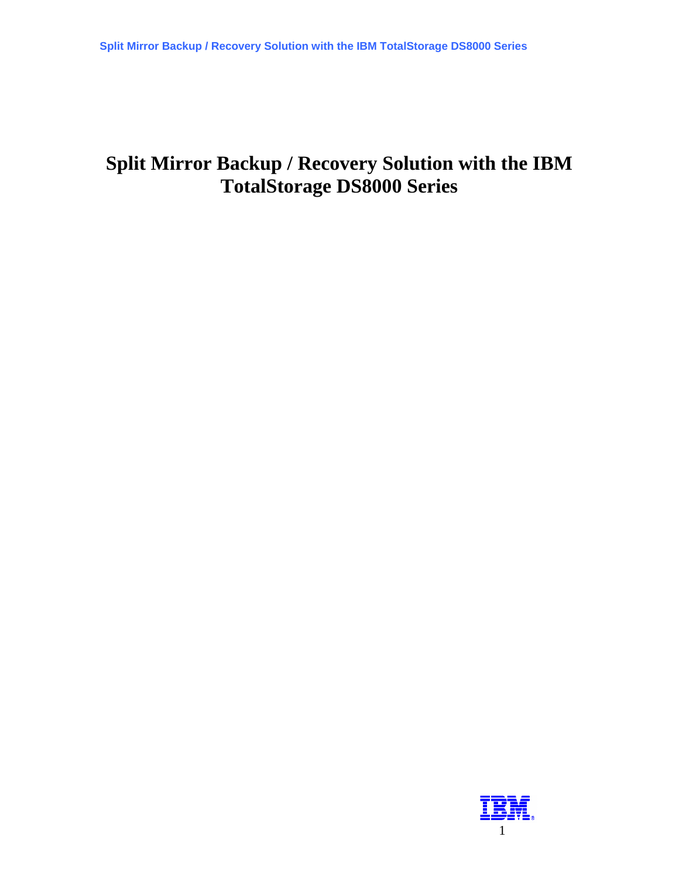# Split Mirror Backup / Recovery Solution with the IBM TotalStorage DS8000 Series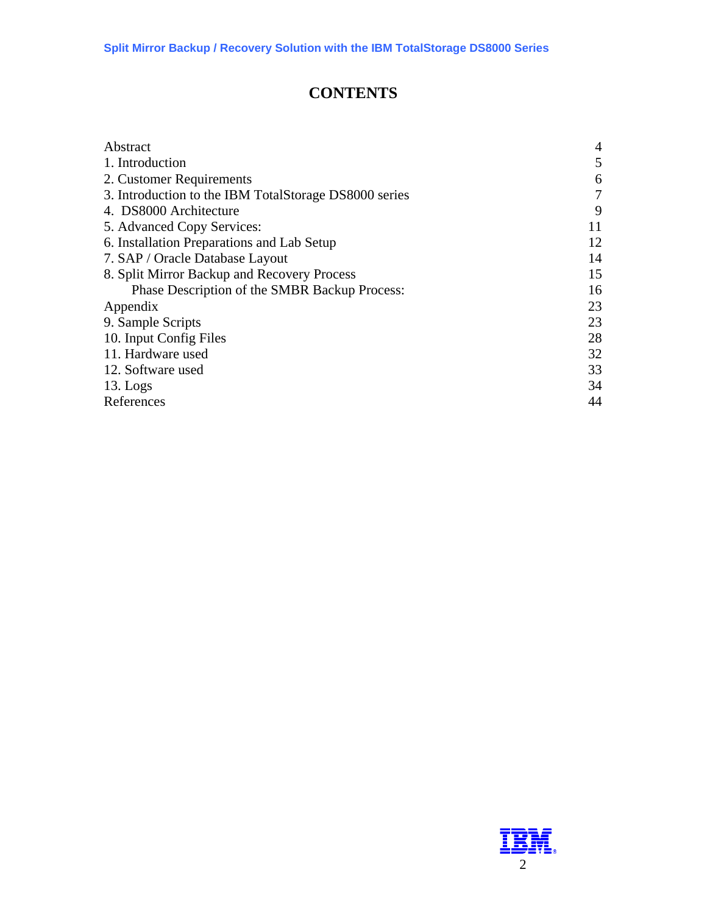# CONTENTS

| | |
|---|---|
| Abstract | 4 |
| 1. Introduction | 5 |
| 2. Customer Requirements | 6 |
| 3. Introduction to the IBM TotalStorage DS8000 series | 7 |
| 4. DS8000 Architecture | 9 |
| 5. Advanced Copy Services: | 11 |
| 6. Installation Preparations and Lab Setup | 12 |
| 7. SAP / Oracle Database Layout | 14 |
| 8. Split Mirror Backup and Recovery Process | 15 |
| Phase Description of the SMBR Backup Process: | 16 |
| Appendix | 23 |
| 9. Sample Scripts | 23 |
| 10. Input Config Files | 28 |
| 11. Hardware used | 32 |
| 12. Software used | 33 |
| 13. Logs | 34 |
| References | 44 |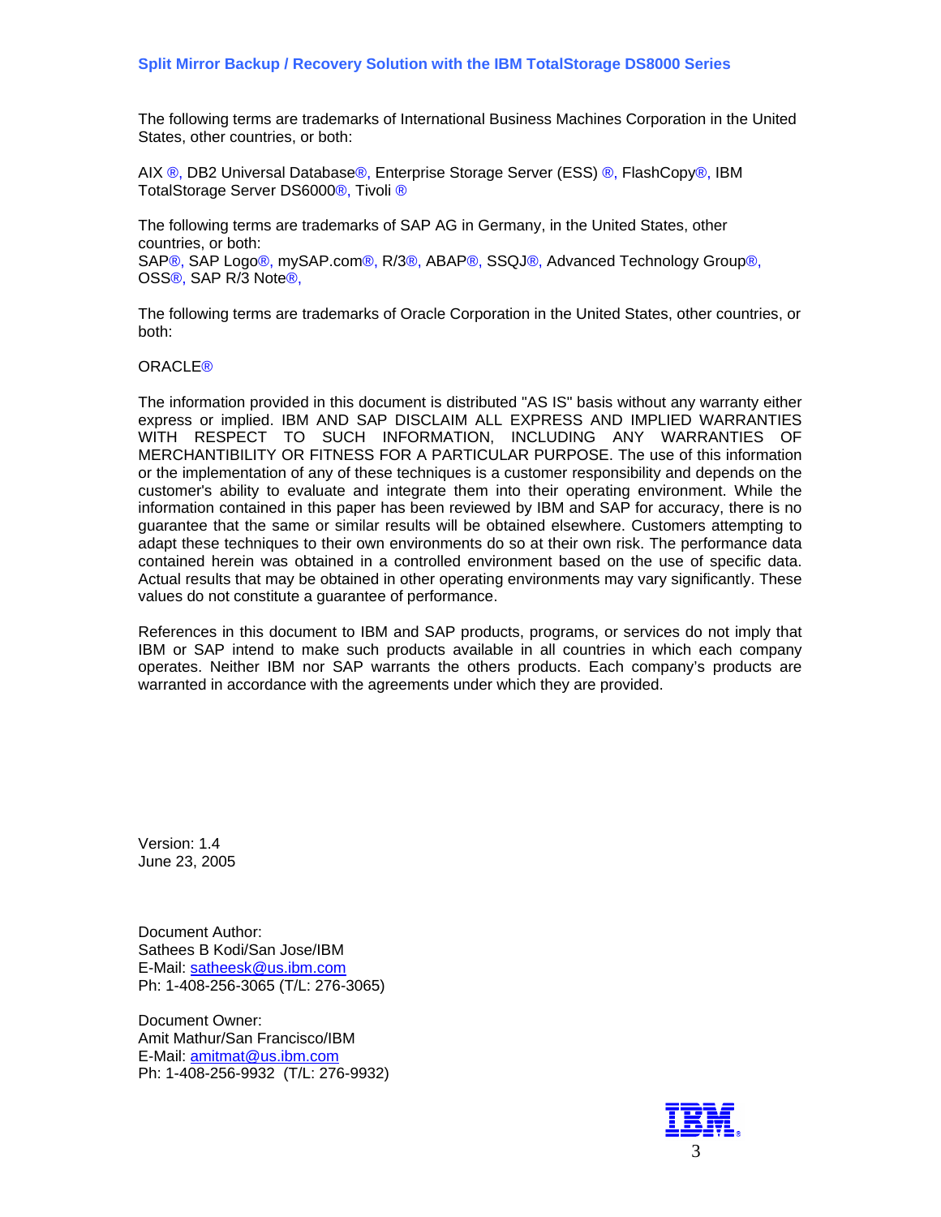The following terms are trademarks of International Business Machines Corporation in the United States, other countries, or both:

AIX ®, DB2 Universal Database®, Enterprise Storage Server (ESS) ®, FlashCopy®, IBM TotalStorage Server DS6000®, Tivoli ®

The following terms are trademarks of SAP AG in Germany, in the United States, other countries, or both:
SAP®, SAP Logo®, mySAP.com®, R/3®, ABAP®, SSQJ®, Advanced Technology Group®, OSS®, SAP R/3 Note®,

The following terms are trademarks of Oracle Corporation in the United States, other countries, or both:

ORACLE®

The information provided in this document is distributed "AS IS" basis without any warranty either express or implied. IBM AND SAP DISCLAIM ALL EXPRESS AND IMPLIED WARRANTIES WITH RESPECT TO SUCH INFORMATION, INCLUDING ANY WARRANTIES OF MERCHANTIBILITY OR FITNESS FOR A PARTICULAR PURPOSE. The use of this information or the implementation of any of these techniques is a customer responsibility and depends on the customer's ability to evaluate and integrate them into their operating environment. While the information contained in this paper has been reviewed by IBM and SAP for accuracy, there is no guarantee that the same or similar results will be obtained elsewhere. Customers attempting to adapt these techniques to their own environments do so at their own risk. The performance data contained herein was obtained in a controlled environment based on the use of specific data. Actual results that may be obtained in other operating environments may vary significantly. These values do not constitute a guarantee of performance.

References in this document to IBM and SAP products, programs, or services do not imply that IBM or SAP intend to make such products available in all countries in which each company operates. Neither IBM nor SAP warrants the others products. Each company's products are warranted in accordance with the agreements under which they are provided.

Version: 1.4
June 23, 2005

Document Author:
Sathees B Kodi/San Jose/IBM
E-Mail: satheesk@us.ibm.com
Ph: 1-408-256-3065 (T/L: 276-3065)

Document Owner:
Amit Mathur/San Francisco/IBM
E-Mail: amitmat@us.ibm.com
Ph: 1-408-256-9932 (T/L: 276-9932)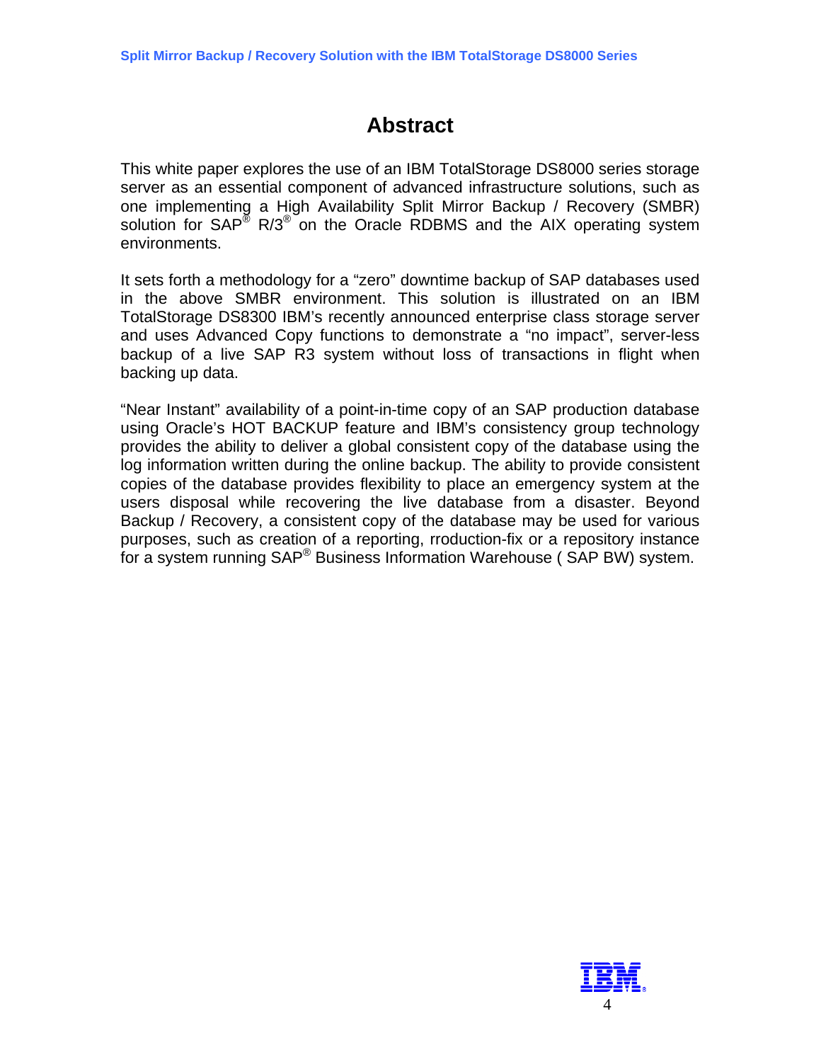# Abstract

This white paper explores the use of an IBM TotalStorage DS8000 series storage server as an essential component of advanced infrastructure solutions, such as one implementing a High Availability Split Mirror Backup / Recovery (SMBR) solution for SAP® R/3® on the Oracle RDBMS and the AIX operating system environments.

It sets forth a methodology for a "zero" downtime backup of SAP databases used in the above SMBR environment. This solution is illustrated on an IBM TotalStorage DS8300 IBM's recently announced enterprise class storage server and uses Advanced Copy functions to demonstrate a "no impact", server-less backup of a live SAP R3 system without loss of transactions in flight when backing up data.

"Near Instant" availability of a point-in-time copy of an SAP production database using Oracle's HOT BACKUP feature and IBM's consistency group technology provides the ability to deliver a global consistent copy of the database using the log information written during the online backup. The ability to provide consistent copies of the database provides flexibility to place an emergency system at the users disposal while recovering the live database from a disaster. Beyond Backup / Recovery, a consistent copy of the database may be used for various purposes, such as creation of a reporting, rroduction-fix or a repository instance for a system running SAP® Business Information Warehouse ( SAP BW) system.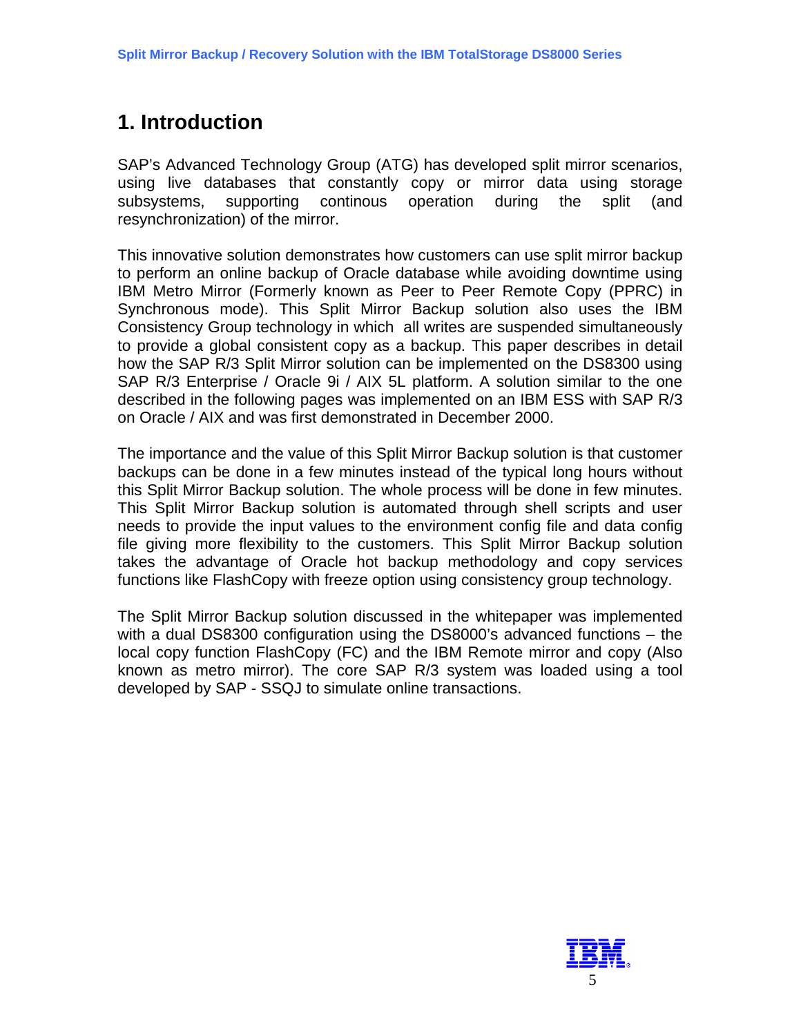# 1. Introduction

SAP's Advanced Technology Group (ATG) has developed split mirror scenarios, using live databases that constantly copy or mirror data using storage subsystems, supporting continous operation during the split (and resynchronization) of the mirror.

This innovative solution demonstrates how customers can use split mirror backup to perform an online backup of Oracle database while avoiding downtime using IBM Metro Mirror (Formerly known as Peer to Peer Remote Copy (PPRC) in Synchronous mode). This Split Mirror Backup solution also uses the IBM Consistency Group technology in which all writes are suspended simultaneously to provide a global consistent copy as a backup. This paper describes in detail how the SAP R/3 Split Mirror solution can be implemented on the DS8300 using SAP R/3 Enterprise / Oracle 9i / AIX 5L platform. A solution similar to the one described in the following pages was implemented on an IBM ESS with SAP R/3 on Oracle / AIX and was first demonstrated in December 2000.

The importance and the value of this Split Mirror Backup solution is that customer backups can be done in a few minutes instead of the typical long hours without this Split Mirror Backup solution. The whole process will be done in few minutes. This Split Mirror Backup solution is automated through shell scripts and user needs to provide the input values to the environment config file and data config file giving more flexibility to the customers. This Split Mirror Backup solution takes the advantage of Oracle hot backup methodology and copy services functions like FlashCopy with freeze option using consistency group technology.

The Split Mirror Backup solution discussed in the whitepaper was implemented with a dual DS8300 configuration using the DS8000's advanced functions – the local copy function FlashCopy (FC) and the IBM Remote mirror and copy (Also known as metro mirror). The core SAP R/3 system was loaded using a tool developed by SAP - SSQJ to simulate online transactions.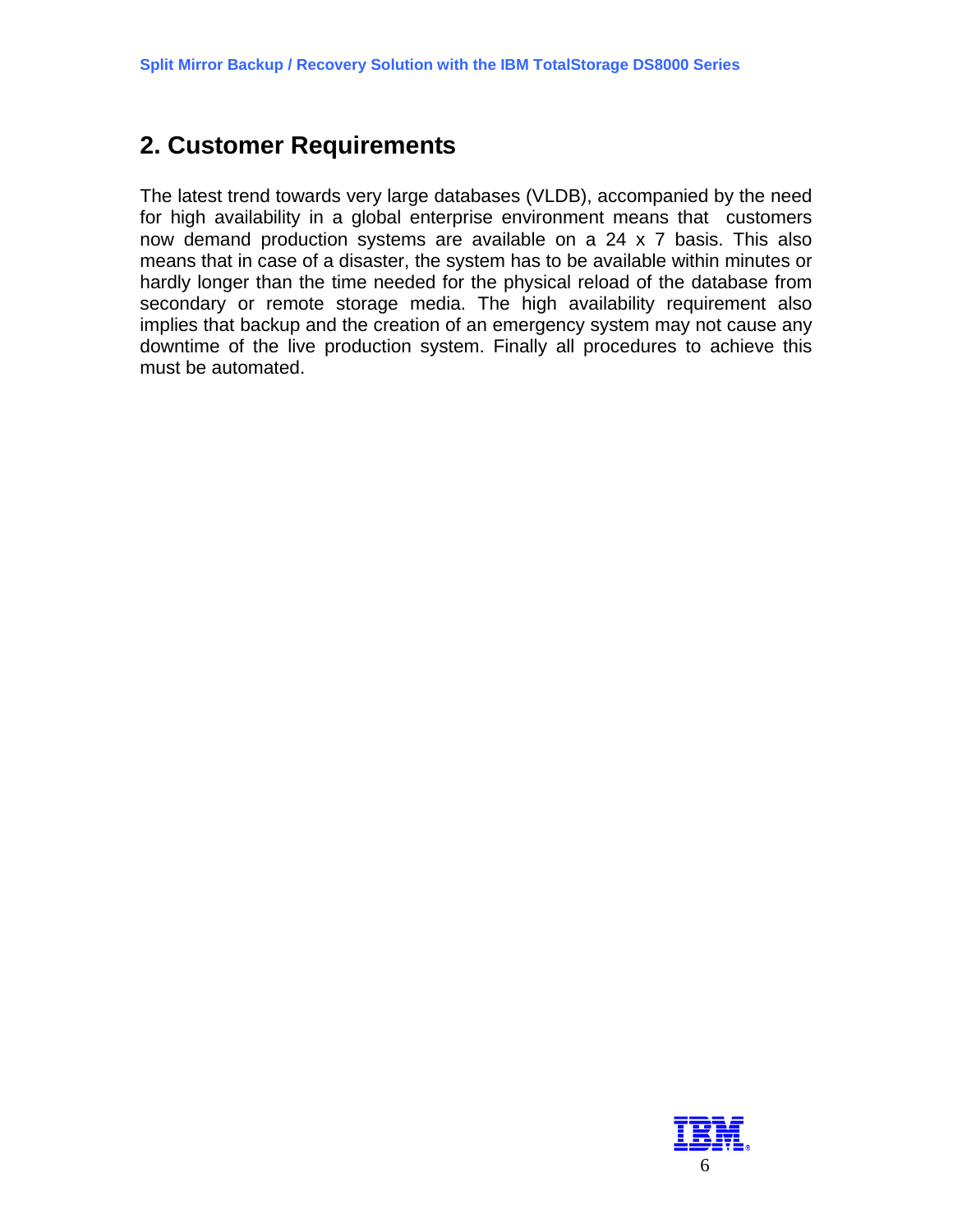## 2. Customer Requirements

The latest trend towards very large databases (VLDB), accompanied by the need for high availability in a global enterprise environment means that customers now demand production systems are available on a 24 x 7 basis. This also means that in case of a disaster, the system has to be available within minutes or hardly longer than the time needed for the physical reload of the database from secondary or remote storage media. The high availability requirement also implies that backup and the creation of an emergency system may not cause any downtime of the live production system. Finally all procedures to achieve this must be automated.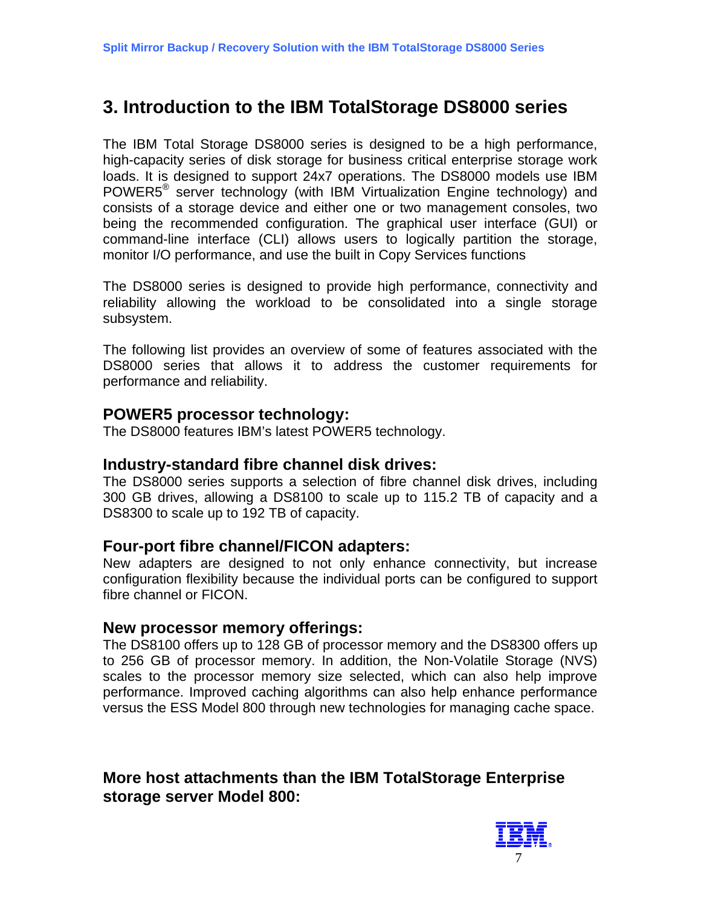# 3. Introduction to the IBM TotalStorage DS8000 series

The IBM Total Storage DS8000 series is designed to be a high performance, high-capacity series of disk storage for business critical enterprise storage work loads. It is designed to support 24x7 operations. The DS8000 models use IBM POWER5® server technology (with IBM Virtualization Engine technology) and consists of a storage device and either one or two management consoles, two being the recommended configuration. The graphical user interface (GUI) or command-line interface (CLI) allows users to logically partition the storage, monitor I/O performance, and use the built in Copy Services functions

The DS8000 series is designed to provide high performance, connectivity and reliability allowing the workload to be consolidated into a single storage subsystem.

The following list provides an overview of some of features associated with the DS8000 series that allows it to address the customer requirements for performance and reliability.

### POWER5 processor technology:

The DS8000 features IBM's latest POWER5 technology.

### Industry-standard fibre channel disk drives:

The DS8000 series supports a selection of fibre channel disk drives, including 300 GB drives, allowing a DS8100 to scale up to 115.2 TB of capacity and a DS8300 to scale up to 192 TB of capacity.

### Four-port fibre channel/FICON adapters:

New adapters are designed to not only enhance connectivity, but increase configuration flexibility because the individual ports can be configured to support fibre channel or FICON.

### New processor memory offerings:

The DS8100 offers up to 128 GB of processor memory and the DS8300 offers up to 256 GB of processor memory. In addition, the Non-Volatile Storage (NVS) scales to the processor memory size selected, which can also help improve performance. Improved caching algorithms can also help enhance performance versus the ESS Model 800 through new technologies for managing cache space.

### More host attachments than the IBM TotalStorage Enterprise storage server Model 800: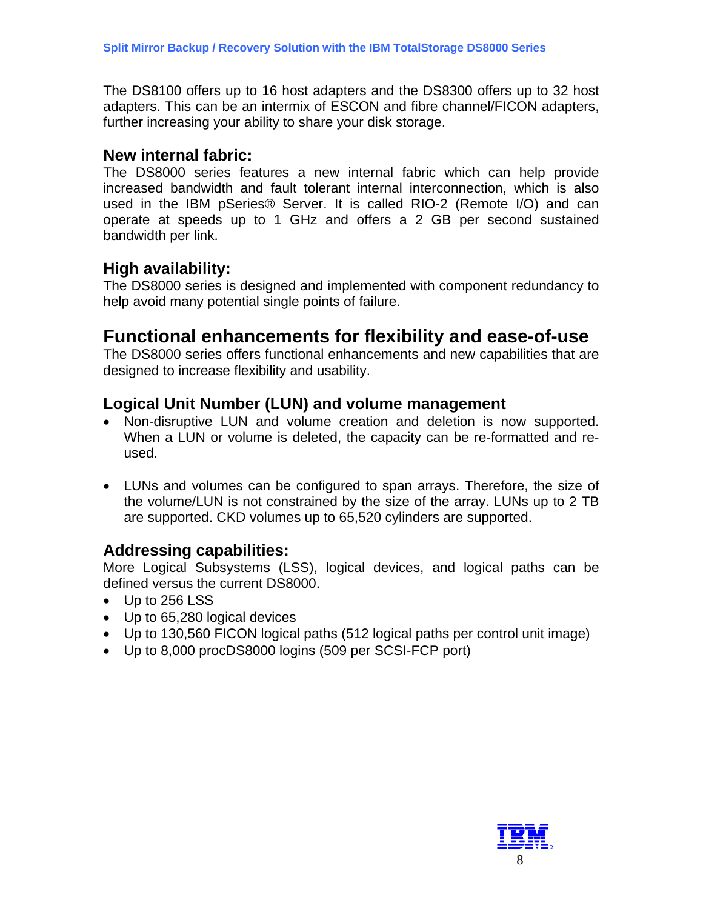The DS8100 offers up to 16 host adapters and the DS8300 offers up to 32 host adapters. This can be an intermix of ESCON and fibre channel/FICON adapters, further increasing your ability to share your disk storage.

### New internal fabric:

The DS8000 series features a new internal fabric which can help provide increased bandwidth and fault tolerant internal interconnection, which is also used in the IBM pSeries® Server. It is called RIO-2 (Remote I/O) and can operate at speeds up to 1 GHz and offers a 2 GB per second sustained bandwidth per link.

### High availability:

The DS8000 series is designed and implemented with component redundancy to help avoid many potential single points of failure.

## Functional enhancements for flexibility and ease-of-use

The DS8000 series offers functional enhancements and new capabilities that are designed to increase flexibility and usability.

### Logical Unit Number (LUN) and volume management

- Non-disruptive LUN and volume creation and deletion is now supported. When a LUN or volume is deleted, the capacity can be re-formatted and re-used.

- LUNs and volumes can be configured to span arrays. Therefore, the size of the volume/LUN is not constrained by the size of the array. LUNs up to 2 TB are supported. CKD volumes up to 65,520 cylinders are supported.

### Addressing capabilities:

More Logical Subsystems (LSS), logical devices, and logical paths can be defined versus the current DS8000.

- Up to 256 LSS
- Up to 65,280 logical devices
- Up to 130,560 FICON logical paths (512 logical paths per control unit image)
- Up to 8,000 procDS8000 logins (509 per SCSI-FCP port)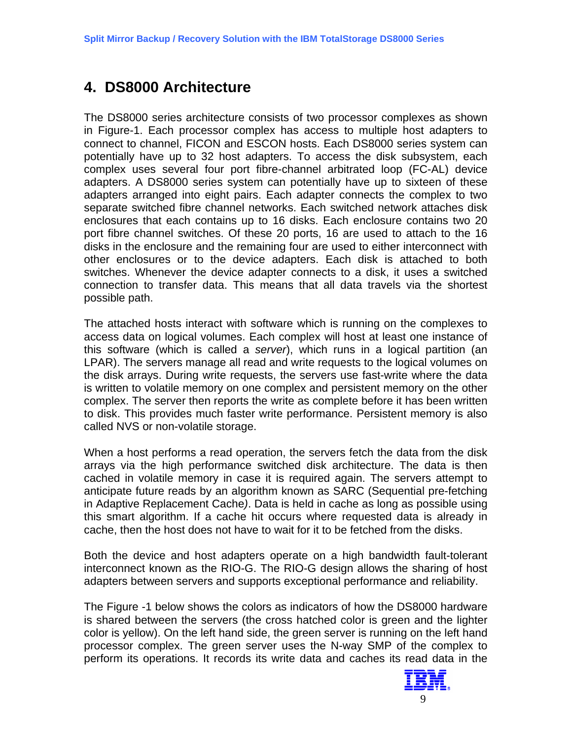# 4. DS8000 Architecture

The DS8000 series architecture consists of two processor complexes as shown in Figure-1. Each processor complex has access to multiple host adapters to connect to channel, FICON and ESCON hosts. Each DS8000 series system can potentially have up to 32 host adapters. To access the disk subsystem, each complex uses several four port fibre-channel arbitrated loop (FC-AL) device adapters. A DS8000 series system can potentially have up to sixteen of these adapters arranged into eight pairs. Each adapter connects the complex to two separate switched fibre channel networks. Each switched network attaches disk enclosures that each contains up to 16 disks. Each enclosure contains two 20 port fibre channel switches. Of these 20 ports, 16 are used to attach to the 16 disks in the enclosure and the remaining four are used to either interconnect with other enclosures or to the device adapters. Each disk is attached to both switches. Whenever the device adapter connects to a disk, it uses a switched connection to transfer data. This means that all data travels via the shortest possible path.

The attached hosts interact with software which is running on the complexes to access data on logical volumes. Each complex will host at least one instance of this software (which is called a *server*), which runs in a logical partition (an LPAR). The servers manage all read and write requests to the logical volumes on the disk arrays. During write requests, the servers use fast-write where the data is written to volatile memory on one complex and persistent memory on the other complex. The server then reports the write as complete before it has been written to disk. This provides much faster write performance. Persistent memory is also called NVS or non-volatile storage.

When a host performs a read operation, the servers fetch the data from the disk arrays via the high performance switched disk architecture. The data is then cached in volatile memory in case it is required again. The servers attempt to anticipate future reads by an algorithm known as SARC (Sequential pre-fetching in Adaptive Replacement Cache). Data is held in cache as long as possible using this smart algorithm. If a cache hit occurs where requested data is already in cache, then the host does not have to wait for it to be fetched from the disks.

Both the device and host adapters operate on a high bandwidth fault-tolerant interconnect known as the RIO-G. The RIO-G design allows the sharing of host adapters between servers and supports exceptional performance and reliability.

The Figure -1 below shows the colors as indicators of how the DS8000 hardware is shared between the servers (the cross hatched color is green and the lighter color is yellow). On the left hand side, the green server is running on the left hand processor complex. The green server uses the N-way SMP of the complex to perform its operations. It records its write data and caches its read data in the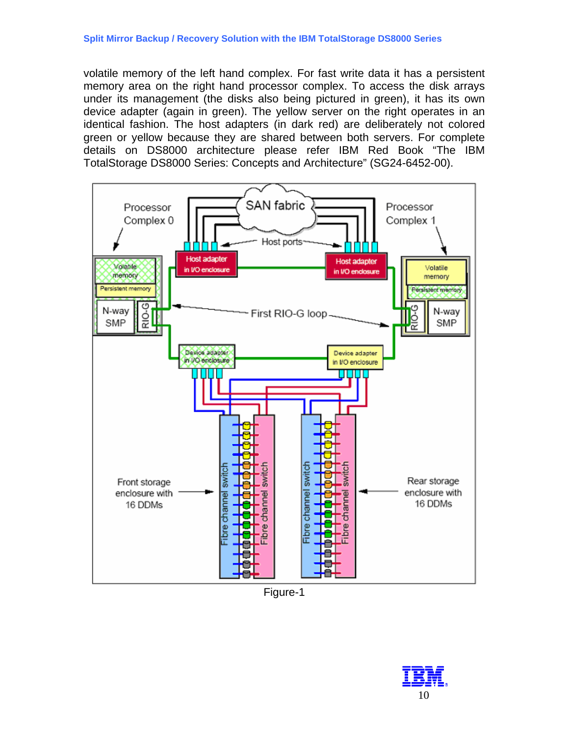volatile memory of the left hand complex. For fast write data it has a persistent memory area on the right hand processor complex. To access the disk arrays under its management (the disks also being pictured in green), it has its own device adapter (again in green). The yellow server on the right operates in an identical fashion. The host adapters (in dark red) are deliberately not colored green or yellow because they are shared between both servers. For complete details on DS8000 architecture please refer IBM Red Book "The IBM TotalStorage DS8000 Series: Concepts and Architecture" (SG24-6452-00).

Figure-1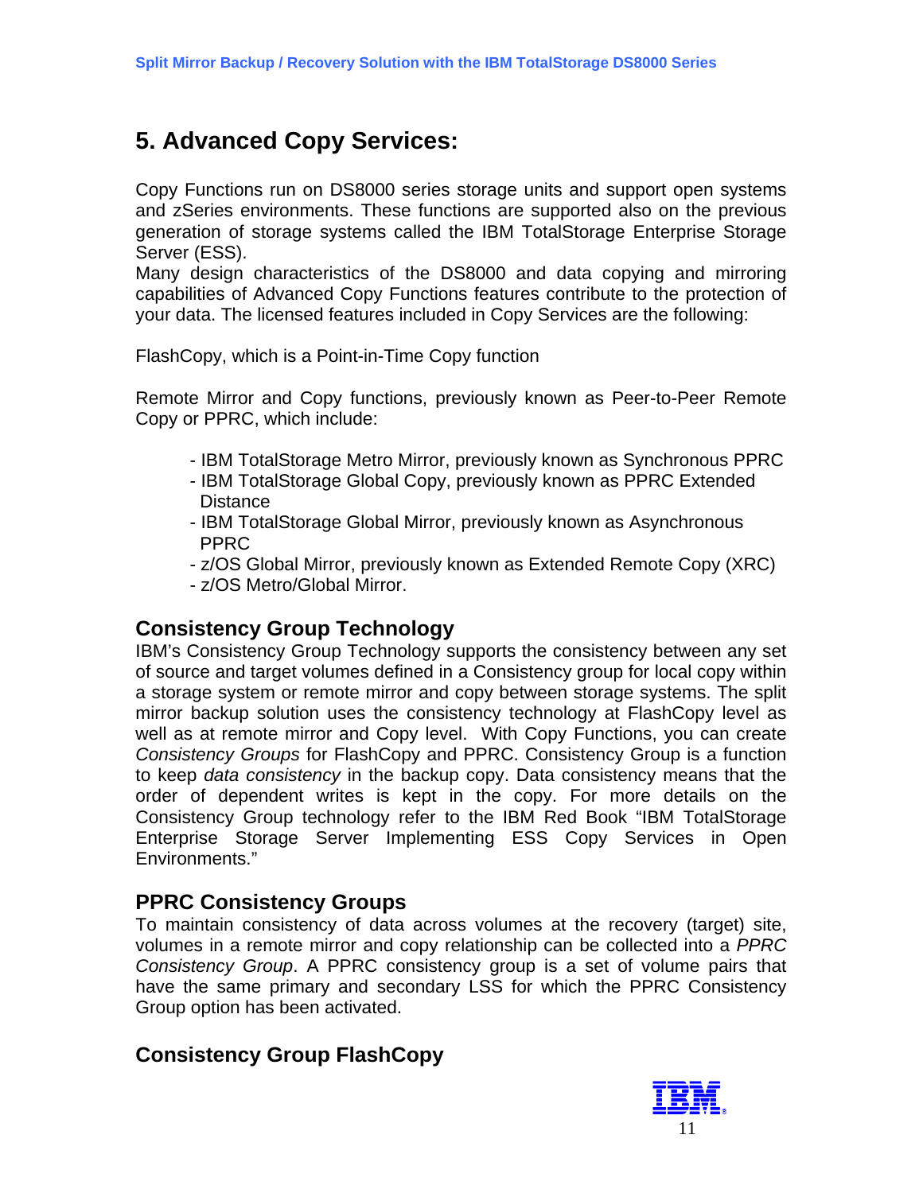# 5. Advanced Copy Services:

Copy Functions run on DS8000 series storage units and support open systems and zSeries environments. These functions are supported also on the previous generation of storage systems called the IBM TotalStorage Enterprise Storage Server (ESS).
Many design characteristics of the DS8000 and data copying and mirroring capabilities of Advanced Copy Functions features contribute to the protection of your data. The licensed features included in Copy Services are the following:

FlashCopy, which is a Point-in-Time Copy function

Remote Mirror and Copy functions, previously known as Peer-to-Peer Remote Copy or PPRC, which include:

- IBM TotalStorage Metro Mirror, previously known as Synchronous PPRC
- IBM TotalStorage Global Copy, previously known as PPRC Extended Distance
- IBM TotalStorage Global Mirror, previously known as Asynchronous PPRC
- z/OS Global Mirror, previously known as Extended Remote Copy (XRC)
- z/OS Metro/Global Mirror.

## Consistency Group Technology

IBM's Consistency Group Technology supports the consistency between any set of source and target volumes defined in a Consistency group for local copy within a storage system or remote mirror and copy between storage systems. The split mirror backup solution uses the consistency technology at FlashCopy level as well as at remote mirror and Copy level. With Copy Functions, you can create *Consistency Groups* for FlashCopy and PPRC. Consistency Group is a function to keep *data consistency* in the backup copy. Data consistency means that the order of dependent writes is kept in the copy. For more details on the Consistency Group technology refer to the IBM Red Book "IBM TotalStorage Enterprise Storage Server Implementing ESS Copy Services in Open Environments."

## PPRC Consistency Groups

To maintain consistency of data across volumes at the recovery (target) site, volumes in a remote mirror and copy relationship can be collected into a *PPRC Consistency Group*. A PPRC consistency group is a set of volume pairs that have the same primary and secondary LSS for which the PPRC Consistency Group option has been activated.

## Consistency Group FlashCopy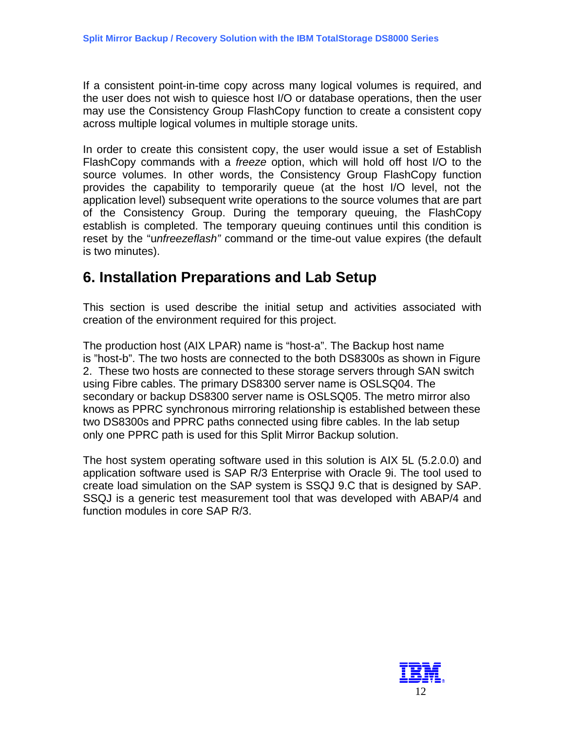If a consistent point-in-time copy across many logical volumes is required, and the user does not wish to quiesce host I/O or database operations, then the user may use the Consistency Group FlashCopy function to create a consistent copy across multiple logical volumes in multiple storage units.

In order to create this consistent copy, the user would issue a set of Establish FlashCopy commands with a *freeze* option, which will hold off host I/O to the source volumes. In other words, the Consistency Group FlashCopy function provides the capability to temporarily queue (at the host I/O level, not the application level) subsequent write operations to the source volumes that are part of the Consistency Group. During the temporary queuing, the FlashCopy establish is completed. The temporary queuing continues until this condition is reset by the "u*nfreezeflash"* command or the time-out value expires (the default is two minutes).

## 6. Installation Preparations and Lab Setup

This section is used describe the initial setup and activities associated with creation of the environment required for this project.

The production host (AIX LPAR) name is "host-a". The Backup host name is "host-b". The two hosts are connected to the both DS8300s as shown in Figure 2. These two hosts are connected to these storage servers through SAN switch using Fibre cables. The primary DS8300 server name is OSLSQ04. The secondary or backup DS8300 server name is OSLSQ05. The metro mirror also knows as PPRC synchronous mirroring relationship is established between these two DS8300s and PPRC paths connected using fibre cables. In the lab setup only one PPRC path is used for this Split Mirror Backup solution.

The host system operating software used in this solution is AIX 5L (5.2.0.0) and application software used is SAP R/3 Enterprise with Oracle 9i. The tool used to create load simulation on the SAP system is SSQJ 9.C that is designed by SAP. SSQJ is a generic test measurement tool that was developed with ABAP/4 and function modules in core SAP R/3.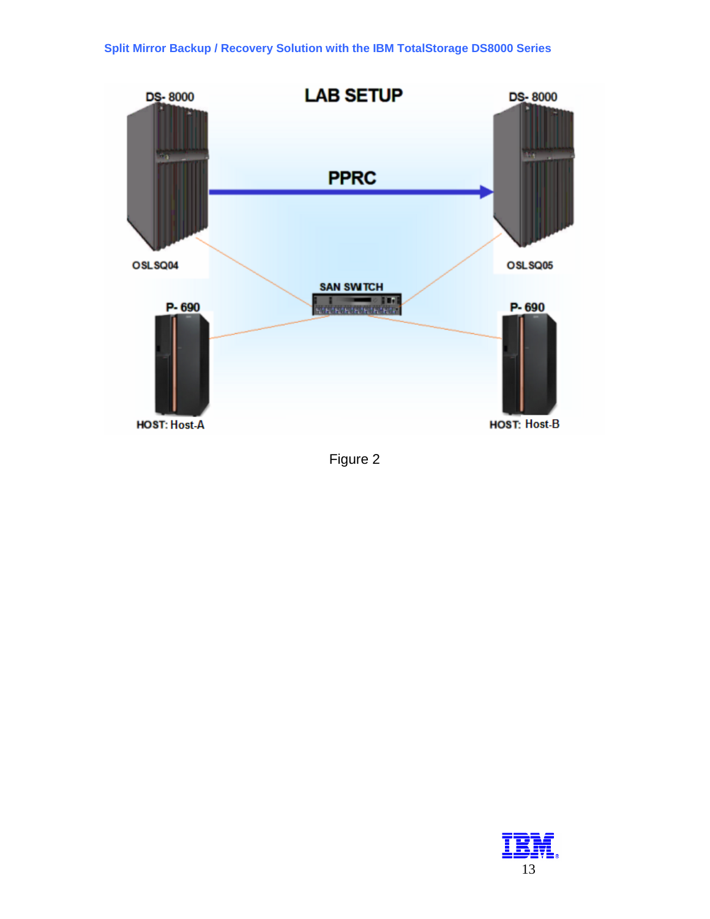LAB SETUP

DS- 8000

PPRC

DS- 8000

OSLSQ04

OSLSQ05

SAN SWITCH

P- 690

P- 690

HOST: Host-A

HOST: Host-B

Figure 2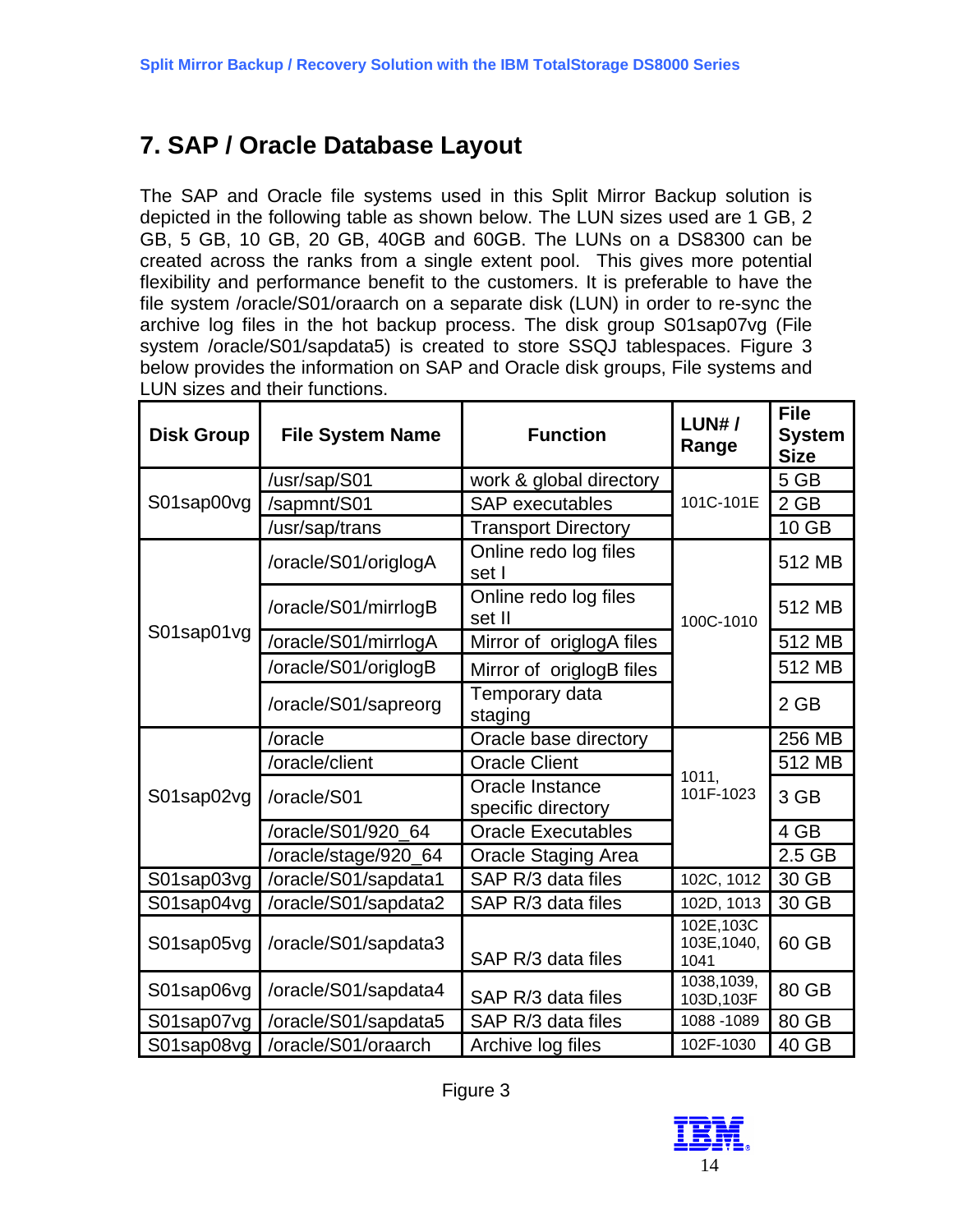# 7. SAP / Oracle Database Layout

The SAP and Oracle file systems used in this Split Mirror Backup solution is depicted in the following table as shown below. The LUN sizes used are 1 GB, 2 GB, 5 GB, 10 GB, 20 GB, 40GB and 60GB. The LUNs on a DS8300 can be created across the ranks from a single extent pool. This gives more potential flexibility and performance benefit to the customers. It is preferable to have the file system /oracle/S01/oraarch on a separate disk (LUN) in order to re-sync the archive log files in the hot backup process. The disk group S01sap07vg (File system /oracle/S01/sapdata5) is created to store SSQJ tablespaces. Figure 3 below provides the information on SAP and Oracle disk groups, File systems and LUN sizes and their functions.

| Disk Group | File System Name | Function | LUN# / Range | File System Size |
|---|---|---|---|---|
| S01sap00vg | /usr/sap/S01 | work & global directory | 101C-101E | 5 GB |
| | /sapmnt/S01 | SAP executables | | 2 GB |
| | /usr/sap/trans | Transport Directory | | 10 GB |
| S01sap01vg | /oracle/S01/origlogA | Online redo log files set I | 100C-1010 | 512 MB |
| | /oracle/S01/mirrlogB | Online redo log files set II | | 512 MB |
| | /oracle/S01/mirrlogA | Mirror of origlogA files | | 512 MB |
| | /oracle/S01/origlogB | Mirror of origlogB files | | 512 MB |
| | /oracle/S01/sapreorg | Temporary data staging | | 2 GB |
| S01sap02vg | /oracle | Oracle base directory | 1011, 101F-1023 | 256 MB |
| | /oracle/client | Oracle Client | | 512 MB |
| | /oracle/S01 | Oracle Instance specific directory | | 3 GB |
| | /oracle/S01/920_64 | Oracle Executables | | 4 GB |
| | /oracle/stage/920_64 | Oracle Staging Area | | 2.5 GB |
| S01sap03vg | /oracle/S01/sapdata1 | SAP R/3 data files | 102C, 1012 | 30 GB |
| S01sap04vg | /oracle/S01/sapdata2 | SAP R/3 data files | 102D, 1013 | 30 GB |
| S01sap05vg | /oracle/S01/sapdata3 | SAP R/3 data files | 102E,103C 103E,1040, 1041 | 60 GB |
| S01sap06vg | /oracle/S01/sapdata4 | SAP R/3 data files | 1038,1039, 103D,103F | 80 GB |
| S01sap07vg | /oracle/S01/sapdata5 | SAP R/3 data files | 1088 -1089 | 80 GB |
| S01sap08vg | /oracle/S01/oraarch | Archive log files | 102F-1030 | 40 GB |

Figure 3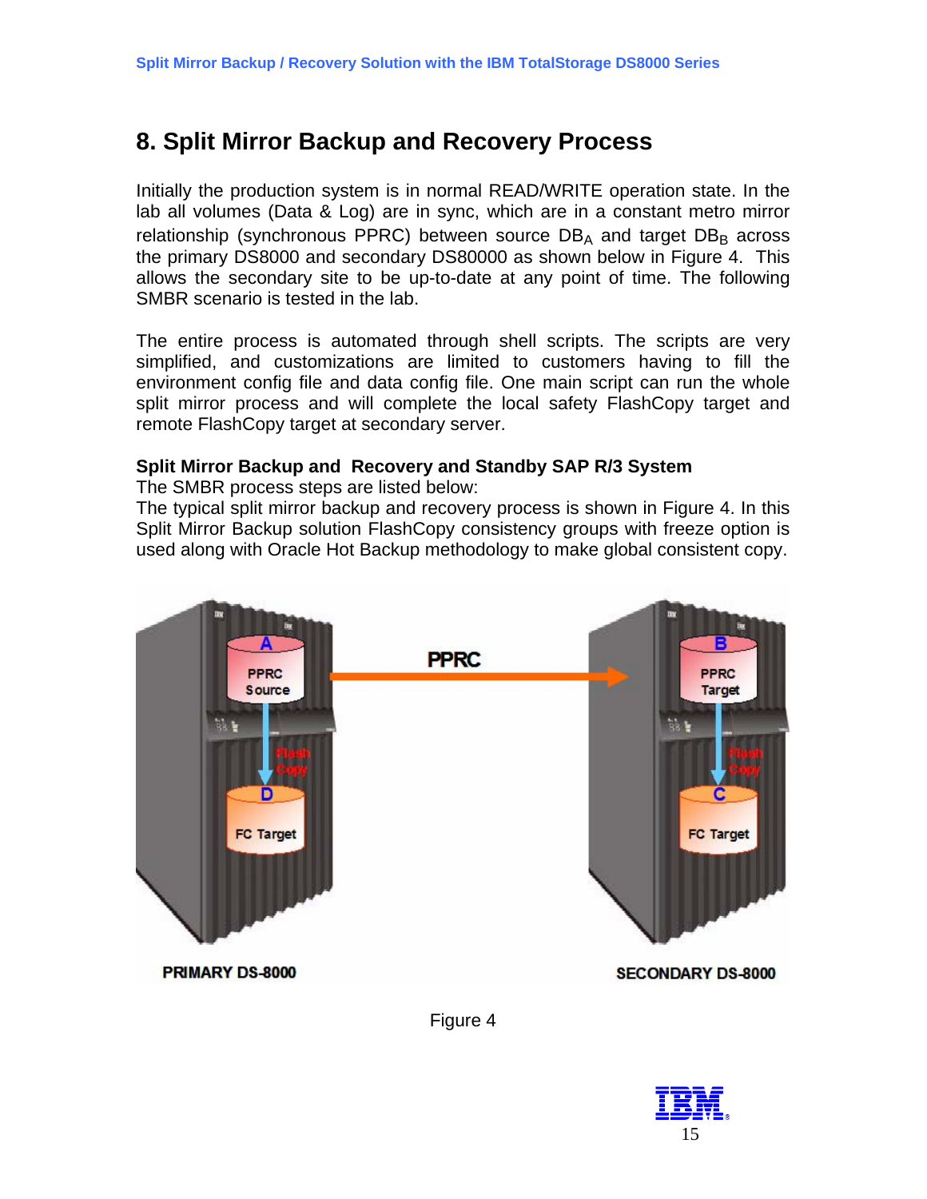# 8. Split Mirror Backup and Recovery Process

Initially the production system is in normal READ/WRITE operation state. In the lab all volumes (Data & Log) are in sync, which are in a constant metro mirror relationship (synchronous PPRC) between source $DB_A$ and target $DB_B$ across the primary DS8000 and secondary DS80000 as shown below in Figure 4. This allows the secondary site to be up-to-date at any point of time. The following SMBR scenario is tested in the lab.

The entire process is automated through shell scripts. The scripts are very simplified, and customizations are limited to customers having to fill the environment config file and data config file. One main script can run the whole split mirror process and will complete the local safety FlashCopy target and remote FlashCopy target at secondary server.

**Split Mirror Backup and Recovery and Standby SAP R/3 System**

The SMBR process steps are listed below:

The typical split mirror backup and recovery process is shown in Figure 4. In this Split Mirror Backup solution FlashCopy consistency groups with freeze option is used along with Oracle Hot Backup methodology to make global consistent copy.

Figure 4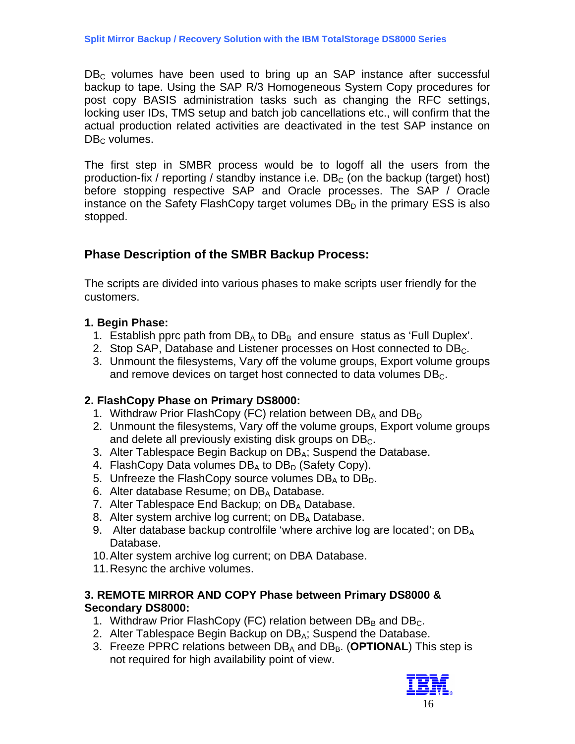$DB_C$ volumes have been used to bring up an SAP instance after successful backup to tape. Using the SAP R/3 Homogeneous System Copy procedures for post copy BASIS administration tasks such as changing the RFC settings, locking user IDs, TMS setup and batch job cancellations etc., will confirm that the actual production related activities are deactivated in the test SAP instance on $DB_C$ volumes.

The first step in SMBR process would be to logoff all the users from the production-fix / reporting / standby instance i.e. $DB_C$ (on the backup (target) host) before stopping respective SAP and Oracle processes. The SAP / Oracle instance on the Safety FlashCopy target volumes $DB_D$ in the primary ESS is also stopped.

## Phase Description of the SMBR Backup Process:

The scripts are divided into various phases to make scripts user friendly for the customers.

### 1. Begin Phase:

1. Establish pprc path from $DB_A$ to $DB_B$ and ensure status as ‘Full Duplex’.
2. Stop SAP, Database and Listener processes on Host connected to $DB_C$.
3. Unmount the filesystems, Vary off the volume groups, Export volume groups and remove devices on target host connected to data volumes $DB_C$.

### 2. FlashCopy Phase on Primary DS8000:

1. Withdraw Prior FlashCopy (FC) relation between $DB_A$ and $DB_D$
2. Unmount the filesystems, Vary off the volume groups, Export volume groups and delete all previously existing disk groups on $DB_C$.
3. Alter Tablespace Begin Backup on $DB_A$; Suspend the Database.
4. FlashCopy Data volumes $DB_A$ to $DB_D$ (Safety Copy).
5. Unfreeze the FlashCopy source volumes $DB_A$ to $DB_D$.
6. Alter database Resume; on $DB_A$ Database.
7. Alter Tablespace End Backup; on $DB_A$ Database.
8. Alter system archive log current; on $DB_A$ Database.
9. Alter database backup controlfile ‘where archive log are located’; on $DB_A$ Database.
10. Alter system archive log current; on DBA Database.
11. Resync the archive volumes.

### 3. REMOTE MIRROR AND COPY Phase between Primary DS8000 & Secondary DS8000:

1. Withdraw Prior FlashCopy (FC) relation between $DB_B$ and $DB_C$.
2. Alter Tablespace Begin Backup on $DB_A$; Suspend the Database.
3. Freeze PPRC relations between $DB_A$ and $DB_B$. (**OPTIONAL**) This step is not required for high availability point of view.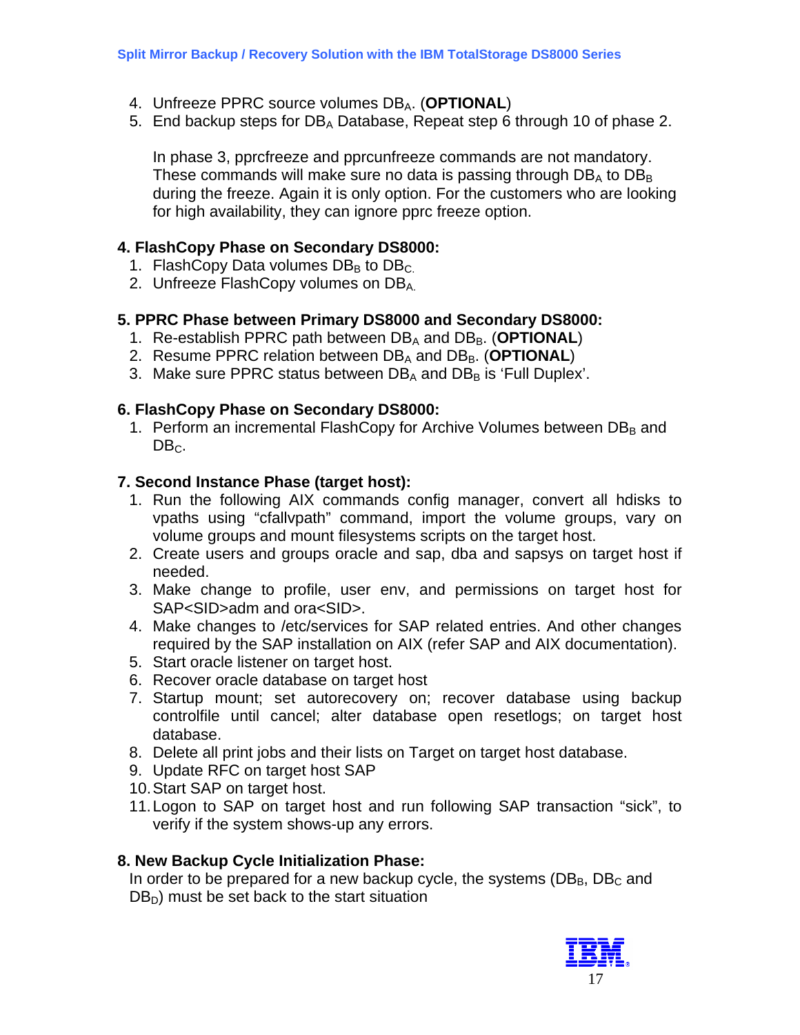4. Unfreeze PPRC source volumes $DB_A$. (**OPTIONAL**)
5. End backup steps for $DB_A$ Database, Repeat step 6 through 10 of phase 2.

   In phase 3, pprcfreeze and pprcunfreeze commands are not mandatory. These commands will make sure no data is passing through $DB_A$ to $DB_B$ during the freeze. Again it is only option. For the customers who are looking for high availability, they can ignore pprc freeze option.

### 4. FlashCopy Phase on Secondary DS8000:

1. FlashCopy Data volumes $DB_B$ to $DB_C$.
2. Unfreeze FlashCopy volumes on $DB_A$.

### 5. PPRC Phase between Primary DS8000 and Secondary DS8000:

1. Re-establish PPRC path between $DB_A$ and $DB_B$. (**OPTIONAL**)
2. Resume PPRC relation between $DB_A$ and $DB_B$. (**OPTIONAL**)
3. Make sure PPRC status between $DB_A$ and $DB_B$ is 'Full Duplex'.

### 6. FlashCopy Phase on Secondary DS8000:

1. Perform an incremental FlashCopy for Archive Volumes between $DB_B$ and $DB_C$.

### 7. Second Instance Phase (target host):

1. Run the following AIX commands config manager, convert all hdisks to vpaths using "cfallvpath" command, import the volume groups, vary on volume groups and mount filesystems scripts on the target host.
2. Create users and groups oracle and sap, dba and sapsys on target host if needed.
3. Make change to profile, user env, and permissions on target host for SAP<SID>adm and ora<SID>.
4. Make changes to /etc/services for SAP related entries. And other changes required by the SAP installation on AIX (refer SAP and AIX documentation).
5. Start oracle listener on target host.
6. Recover oracle database on target host
7. Startup mount; set autorecovery on; recover database using backup controlfile until cancel; alter database open resetlogs; on target host database.
8. Delete all print jobs and their lists on Target on target host database.
9. Update RFC on target host SAP
10. Start SAP on target host.
11. Logon to SAP on target host and run following SAP transaction "sick", to verify if the system shows-up any errors.

### 8. New Backup Cycle Initialization Phase:

In order to be prepared for a new backup cycle, the systems ($DB_B$, $DB_C$ and $DB_D$) must be set back to the start situation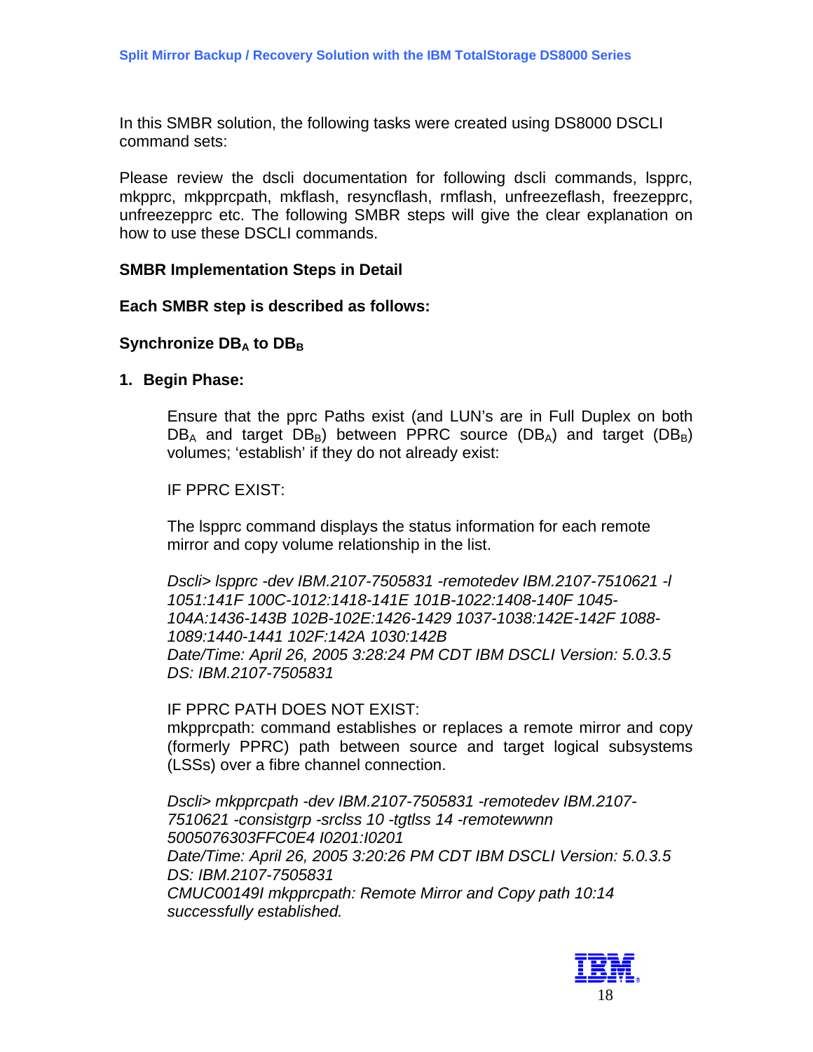In this SMBR solution, the following tasks were created using DS8000 DSCLI command sets:

Please review the dscli documentation for following dscli commands, lspprc, mkpprc, mkpprcpath, mkflash, resyncflash, rmflash, unfreezeflash, freezepprc, unfreezepprc etc. The following SMBR steps will give the clear explanation on how to use these DSCLI commands.

**SMBR Implementation Steps in Detail**

**Each SMBR step is described as follows:**

**Synchronize $DB_A$ to $DB_B$**

1. **Begin Phase:**

   Ensure that the pprc Paths exist (and LUN's are in Full Duplex on both $DB_A$ and target $DB_B$) between PPRC source ($DB_A$) and target ($DB_B$) volumes; 'establish' if they do not already exist:

   IF PPRC EXIST:

   The lspprc command displays the status information for each remote mirror and copy volume relationship in the list.

   *Dscli> lspprc -dev IBM.2107-7505831 -remotedev IBM.2107-7510621 -l 1051:141F 100C-1012:1418-141E 101B-1022:1408-140F 1045-104A:1436-143B 102B-102E:1426-1429 1037-1038:142E-142F 1088-1089:1440-1441 102F:142A 1030:142B*
   *Date/Time: April 26, 2005 3:28:24 PM CDT IBM DSCLI Version: 5.0.3.5 DS: IBM.2107-7505831*

   IF PPRC PATH DOES NOT EXIST:
   mkpprcpath: command establishes or replaces a remote mirror and copy (formerly PPRC) path between source and target logical subsystems (LSSs) over a fibre channel connection.

   *Dscli> mkpprcpath -dev IBM.2107-7505831 -remotedev IBM.2107-7510621 -consistgrp -srclss 10 -tgtlss 14 -remotewwnn 5005076303FFC0E4 I0201:I0201*
   *Date/Time: April 26, 2005 3:20:26 PM CDT IBM DSCLI Version: 5.0.3.5 DS: IBM.2107-7505831*
   *CMUC00149I mkpprcpath: Remote Mirror and Copy path 10:14 successfully established.*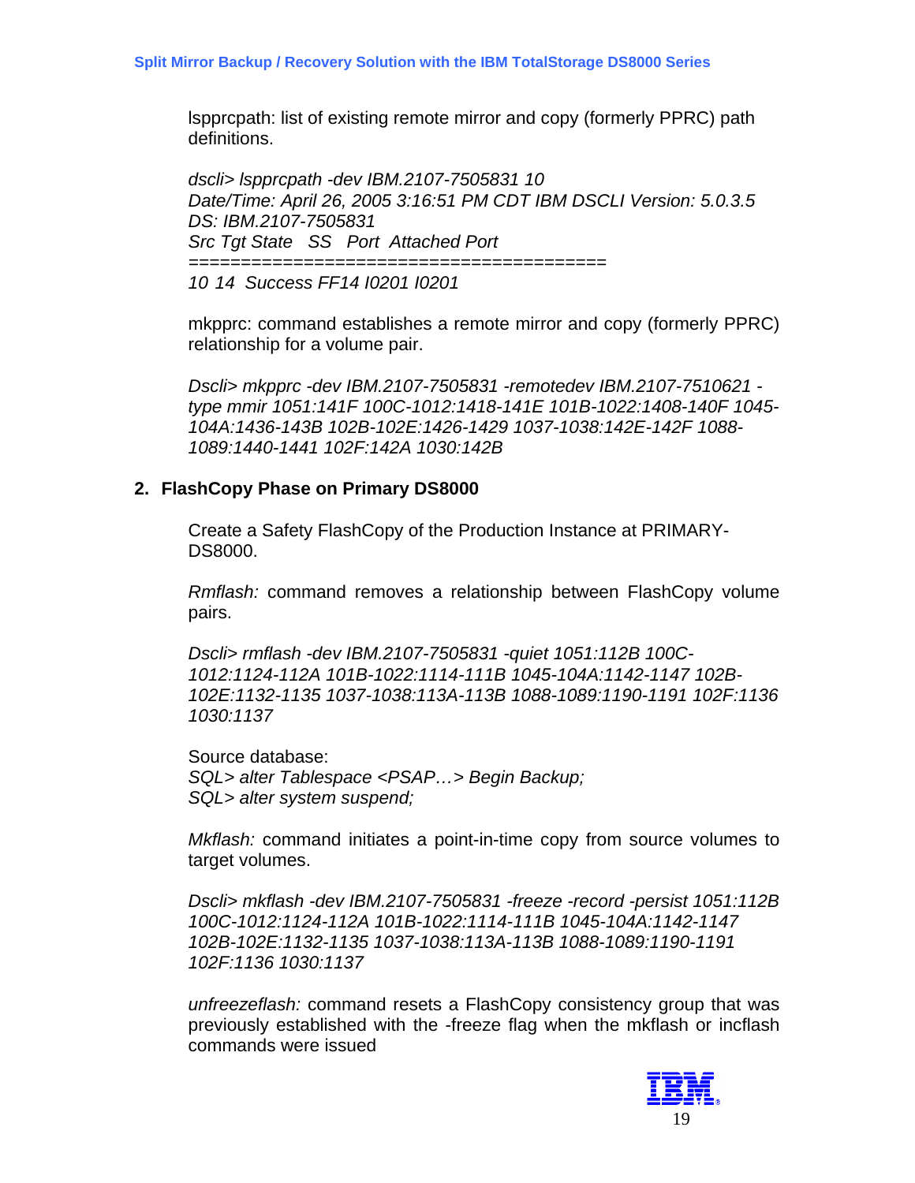lspprcpath: list of existing remote mirror and copy (formerly PPRC) path definitions.

*dscli> lspprcpath -dev IBM.2107-7505831 10*
*Date/Time: April 26, 2005 3:16:51 PM CDT IBM DSCLI Version: 5.0.3.5*
*DS: IBM.2107-7505831*
*Src Tgt State SS Port Attached Port*
*=======================================*
*10 14 Success FF14 I0201 I0201*

mkpprc: command establishes a remote mirror and copy (formerly PPRC) relationship for a volume pair.

*Dscli> mkpprc -dev IBM.2107-7505831 -remotedev IBM.2107-7510621 -type mmir 1051:141F 100C-1012:1418-141E 101B-1022:1408-140F 1045-104A:1436-143B 102B-102E:1426-1429 1037-1038:142E-142F 1088-1089:1440-1441 102F:142A 1030:142B*

## 2. FlashCopy Phase on Primary DS8000

Create a Safety FlashCopy of the Production Instance at PRIMARY-DS8000.

*Rmflash:* command removes a relationship between FlashCopy volume pairs.

*Dscli> rmflash -dev IBM.2107-7505831 -quiet 1051:112B 100C-1012:1124-112A 101B-1022:1114-111B 1045-104A:1142-1147 102B-102E:1132-1135 1037-1038:113A-113B 1088-1089:1190-1191 102F:1136 1030:1137*

Source database:
*SQL> alter Tablespace <PSAP…> Begin Backup;*
*SQL> alter system suspend;*

*Mkflash:* command initiates a point-in-time copy from source volumes to target volumes.

*Dscli> mkflash -dev IBM.2107-7505831 -freeze -record -persist 1051:112B 100C-1012:1124-112A 101B-1022:1114-111B 1045-104A:1142-1147 102B-102E:1132-1135 1037-1038:113A-113B 1088-1089:1190-1191 102F:1136 1030:1137*

*unfreezeflash:* command resets a FlashCopy consistency group that was previously established with the -freeze flag when the mkflash or incflash commands were issued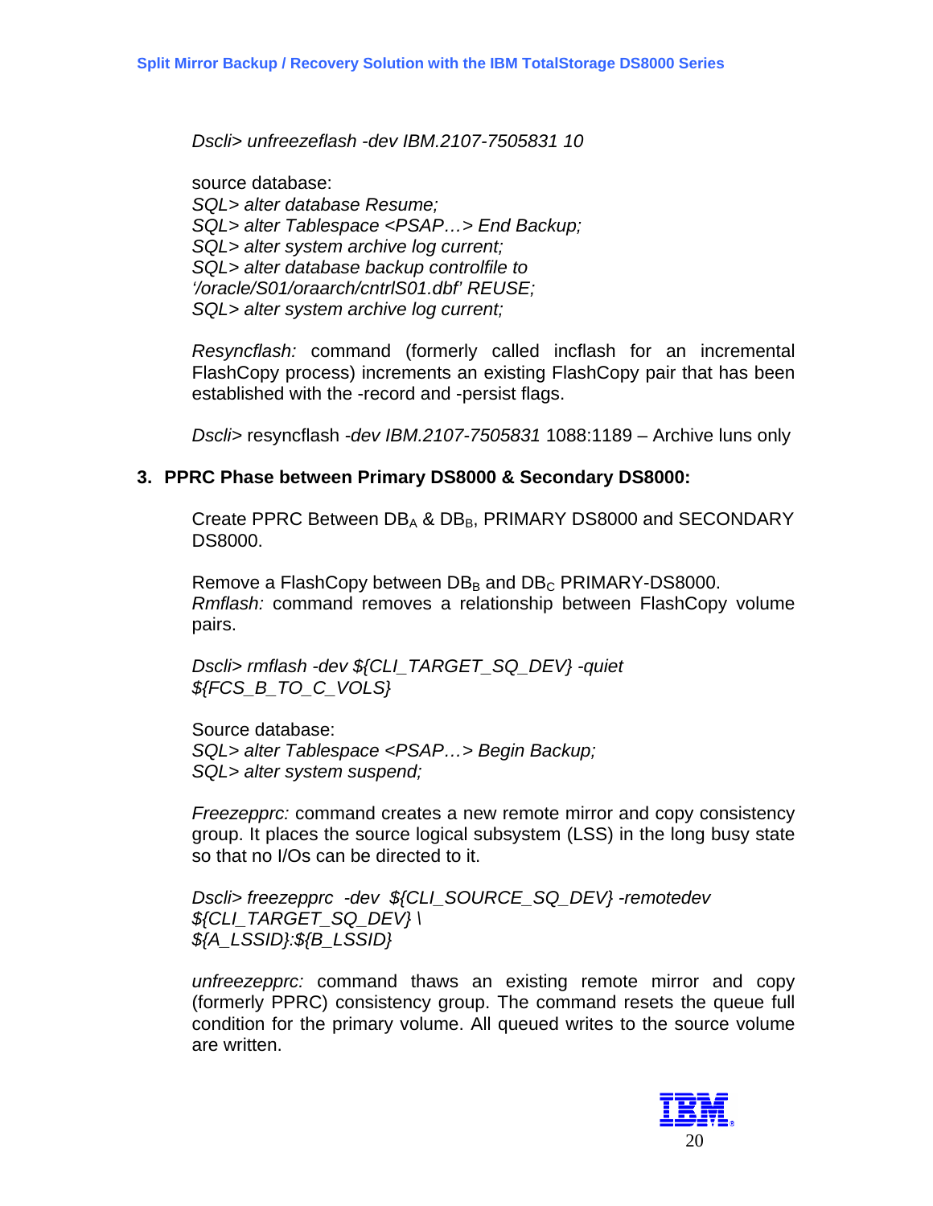*Dscli> unfreezeflash -dev IBM.2107-7505831 10*

source database:
*SQL> alter database Resume;*
*SQL> alter Tablespace <PSAP…> End Backup;*
*SQL> alter system archive log current;*
*SQL> alter database backup controlfile to '/oracle/S01/oraarch/cntrlS01.dbf' REUSE;*
*SQL> alter system archive log current;*

*Resyncflash:* command (formerly called incflash for an incremental FlashCopy process) increments an existing FlashCopy pair that has been established with the -record and -persist flags.

*Dscli>* resyncflash *-dev IBM.2107-7505831* 1088:1189 – Archive luns only

### 3. PPRC Phase between Primary DS8000 & Secondary DS8000:

Create PPRC Between $DB_A$ & $DB_B$, PRIMARY DS8000 and SECONDARY DS8000.

Remove a FlashCopy between $DB_B$ and $DB_C$ PRIMARY-DS8000.
*Rmflash:* command removes a relationship between FlashCopy volume pairs.

*Dscli> rmflash -dev ${CLI_TARGET_SQ_DEV} -quiet ${FCS_B_TO_C_VOLS}*

Source database:
*SQL> alter Tablespace <PSAP…> Begin Backup;*
*SQL> alter system suspend;*

*Freezepprc:* command creates a new remote mirror and copy consistency group. It places the source logical subsystem (LSS) in the long busy state so that no I/Os can be directed to it.

*Dscli> freezepprc -dev ${CLI_SOURCE_SQ_DEV} -remotedev ${CLI_TARGET_SQ_DEV} \ ${A_LSSID}:${B_LSSID}*

*unfreezepprc:* command thaws an existing remote mirror and copy (formerly PPRC) consistency group. The command resets the queue full condition for the primary volume. All queued writes to the source volume are written.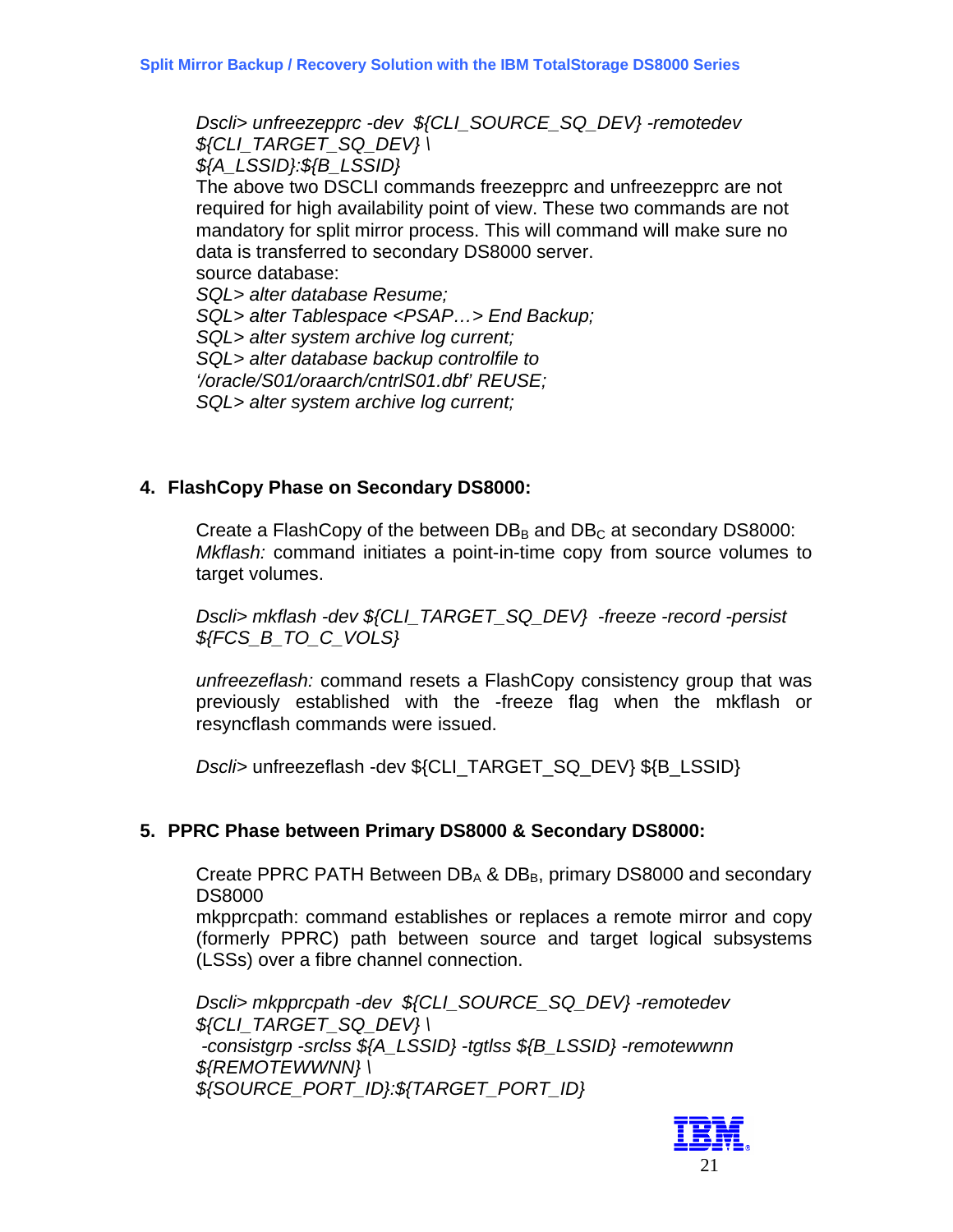*Dscli> unfreezepprc -dev ${CLI_SOURCE_SQ_DEV} -remotedev ${CLI_TARGET_SQ_DEV} \*
*${A_LSSID}:${B_LSSID}*

The above two DSCLI commands freezepprc and unfreezepprc are not required for high availability point of view. These two commands are not mandatory for split mirror process. This will command will make sure no data is transferred to secondary DS8000 server.

source database:

*SQL> alter database Resume;*
*SQL> alter Tablespace <PSAP…> End Backup;*
*SQL> alter system archive log current;*
*SQL> alter database backup controlfile to '/oracle/S01/oraarch/cntrlS01.dbf' REUSE;*
*SQL> alter system archive log current;*

## 4. FlashCopy Phase on Secondary DS8000:

Create a FlashCopy of the between $DB_B$ and $DB_C$ at secondary DS8000:

*Mkflash:* command initiates a point-in-time copy from source volumes to target volumes.

*Dscli> mkflash -dev ${CLI_TARGET_SQ_DEV} -freeze -record -persist ${FCS_B_TO_C_VOLS}*

*unfreezeflash:* command resets a FlashCopy consistency group that was previously established with the -freeze flag when the mkflash or resyncflash commands were issued.

*Dscli>* unfreezeflash -dev ${CLI_TARGET_SQ_DEV} ${B_LSSID}

## 5. PPRC Phase between Primary DS8000 & Secondary DS8000:

Create PPRC PATH Between $DB_A$ & $DB_B$, primary DS8000 and secondary DS8000

mkpprcpath: command establishes or replaces a remote mirror and copy (formerly PPRC) path between source and target logical subsystems (LSSs) over a fibre channel connection.

*Dscli> mkpprcpath -dev ${CLI_SOURCE_SQ_DEV} -remotedev ${CLI_TARGET_SQ_DEV} \*
*-consistgrp -srclss ${A_LSSID} -tgtlss ${B_LSSID} -remotewwnn ${REMOTEWWNN} \*
*${SOURCE_PORT_ID}:${TARGET_PORT_ID}*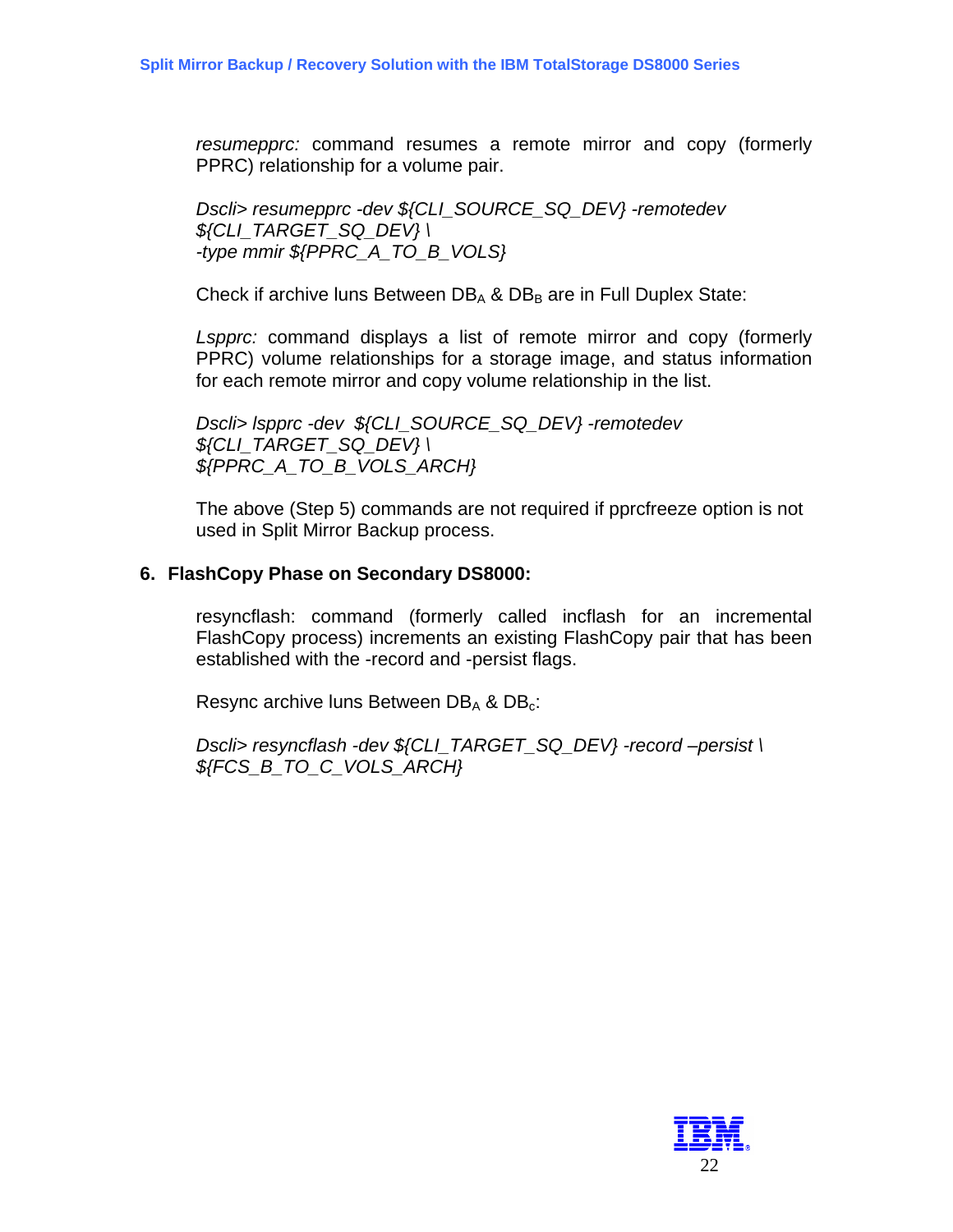*resumepprc:* command resumes a remote mirror and copy (formerly PPRC) relationship for a volume pair.

*Dscli> resumepprc -dev ${CLI_SOURCE_SQ_DEV} -remotedev ${CLI_TARGET_SQ_DEV} \
-type mmir ${PPRC_A_TO_B_VOLS}*

Check if archive luns Between $DB_A$ & $DB_B$ are in Full Duplex State:

*Lspprc:* command displays a list of remote mirror and copy (formerly PPRC) volume relationships for a storage image, and status information for each remote mirror and copy volume relationship in the list.

*Dscli> lspprc -dev ${CLI_SOURCE_SQ_DEV} -remotedev ${CLI_TARGET_SQ_DEV} \
${PPRC_A_TO_B_VOLS_ARCH}*

The above (Step 5) commands are not required if pprcfreeze option is not used in Split Mirror Backup process.

**6. FlashCopy Phase on Secondary DS8000:**

resyncflash: command (formerly called incflash for an incremental FlashCopy process) increments an existing FlashCopy pair that has been established with the -record and -persist flags.

Resync archive luns Between $DB_A$ & $DB_c$:

*Dscli> resyncflash -dev ${CLI_TARGET_SQ_DEV} -record –persist \
${FCS_B_TO_C_VOLS_ARCH}*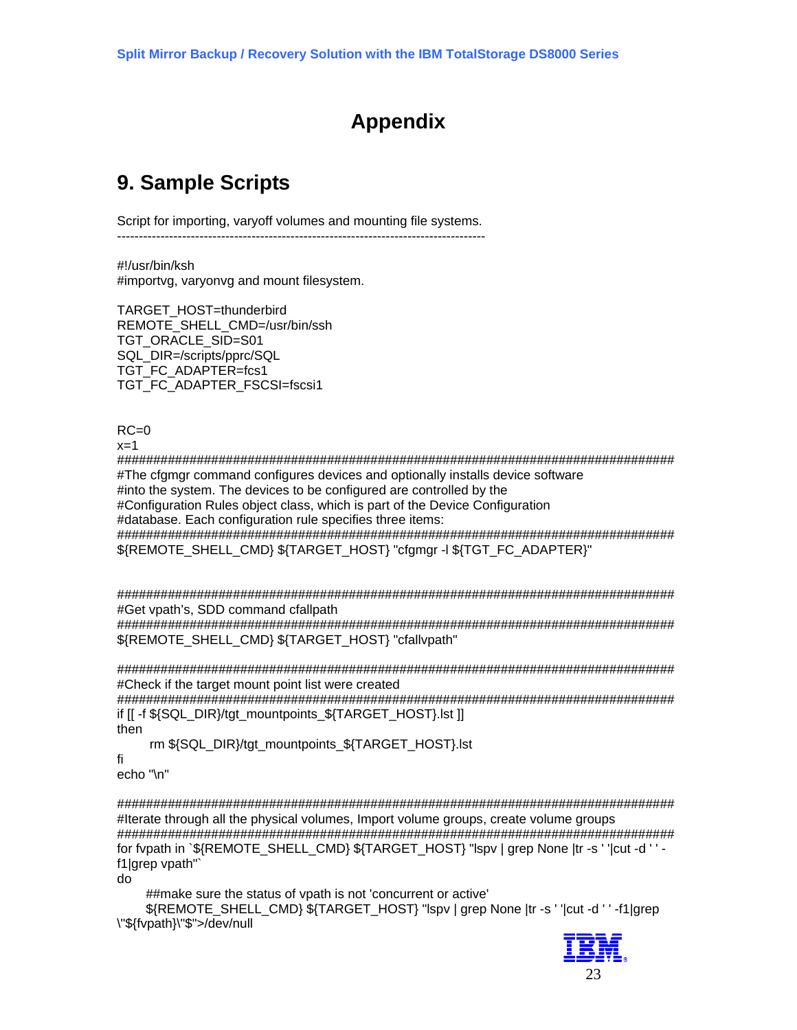# Appendix

## 9. Sample Scripts

Script for importing, varyoff volumes and mounting file systems.

-------------------------------------------------------------------------------------

```
#!/usr/bin/ksh
#importvg, varyonvg and mount filesystem.

TARGET_HOST=thunderbird
REMOTE_SHELL_CMD=/usr/bin/ssh
TGT_ORACLE_SID=S01
SQL_DIR=/scripts/pprc/SQL
TGT_FC_ADAPTER=fcs1
TGT_FC_ADAPTER_FSCSI=fscsi1


RC=0
x=1
###################################################################################
#The cfgmgr command configures devices and optionally installs device software
#into the system. The devices to be configured are controlled by the
#Configuration Rules object class, which is part of the Device Configuration
#database. Each configuration rule specifies three items:
###################################################################################
${REMOTE_SHELL_CMD} ${TARGET_HOST} "cfgmgr -l ${TGT_FC_ADAPTER}"


###################################################################################
#Get vpath's, SDD command cfallpath
###################################################################################
${REMOTE_SHELL_CMD} ${TARGET_HOST} "cfallvpath"

###################################################################################
#Check if the target mount point list were created
###################################################################################
if [[ -f ${SQL_DIR}/tgt_mountpoints_${TARGET_HOST}.lst ]]
then
      rm ${SQL_DIR}/tgt_mountpoints_${TARGET_HOST}.lst
fi
echo "\n"

###################################################################################
#Iterate through all the physical volumes, Import volume groups, create volume groups
###################################################################################
for fvpath in `${REMOTE_SHELL_CMD} ${TARGET_HOST} "lspv | grep None |tr -s ' '|cut -d ' ' -
f1|grep vpath"`
do
      ##make sure the status of vpath is not 'concurrent or active'
      ${REMOTE_SHELL_CMD} ${TARGET_HOST} "lspv | grep None |tr -s ' '|cut -d ' ' -f1|grep
\"${fvpath}\"$">/dev/null
```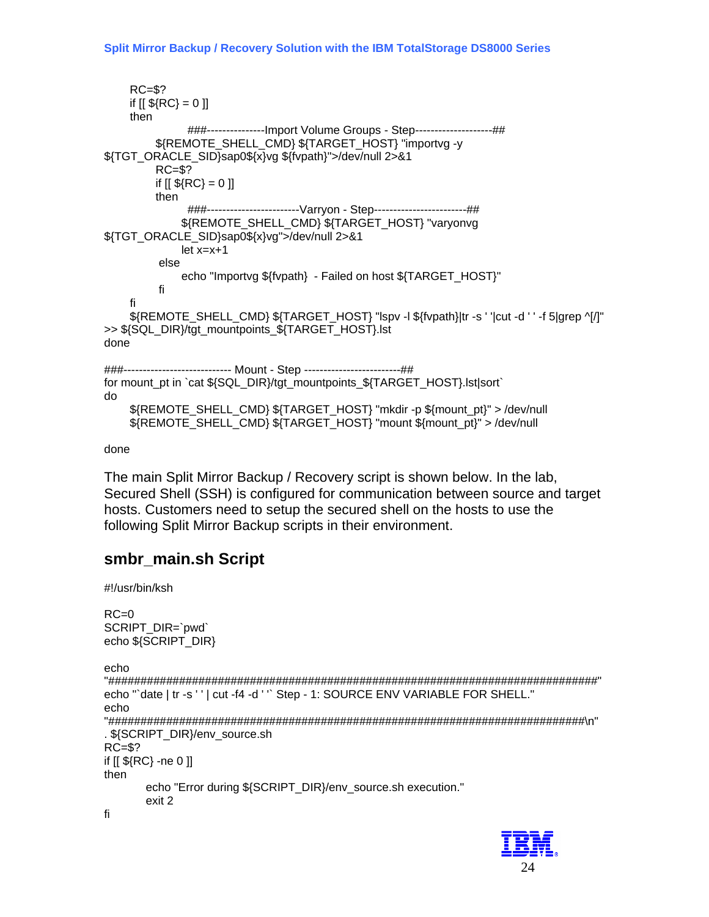```
RC=$?
if [[ ${RC} = 0 ]]
then
        ###---------------Import Volume Groups - Step--------------------##
        ${REMOTE_SHELL_CMD} ${TARGET_HOST} "importvg -y
${TGT_ORACLE_SID}sap0${x}vg ${fvpath}">/dev/null 2>&1
        RC=$?
        if [[ ${RC} = 0 ]]
        then
                ###------------------------Varryon - Step------------------------##
                ${REMOTE_SHELL_CMD} ${TARGET_HOST} "varyonvg
${TGT_ORACLE_SID}sap0${x}vg">/dev/null 2>&1
                let x=x+1
        else
                echo "Importvg ${fvpath}  - Failed on host ${TARGET_HOST}"
        fi
fi
${REMOTE_SHELL_CMD} ${TARGET_HOST} "lspv -l ${fvpath}|tr -s ' '|cut -d ' ' -f 5|grep ^[/]"
>> ${SQL_DIR}/tgt_mountpoints_${TARGET_HOST}.lst
done

###---------------------------- Mount - Step -------------------------##
for mount_pt in `cat ${SQL_DIR}/tgt_mountpoints_${TARGET_HOST}.lst|sort`
do
    ${REMOTE_SHELL_CMD} ${TARGET_HOST} "mkdir -p ${mount_pt}" > /dev/null
    ${REMOTE_SHELL_CMD} ${TARGET_HOST} "mount ${mount_pt}" > /dev/null

done
```

The main Split Mirror Backup / Recovery script is shown below. In the lab, Secured Shell (SSH) is configured for communication between source and target hosts. Customers need to setup the secured shell on the hosts to use the following Split Mirror Backup scripts in their environment.

## smbr_main.sh Script

```
#!/usr/bin/ksh

RC=0
SCRIPT_DIR=`pwd`
echo ${SCRIPT_DIR}

echo
"###################################################################################"
echo "`date | tr -s ' ' | cut -f4 -d ' '` Step - 1: SOURCE ENV VARIABLE FOR SHELL."
echo
"###################################################################################\n"
. ${SCRIPT_DIR}/env_source.sh
RC=$?
if [[ ${RC} -ne 0 ]]
then
        echo "Error during ${SCRIPT_DIR}/env_source.sh execution."
        exit 2
fi
```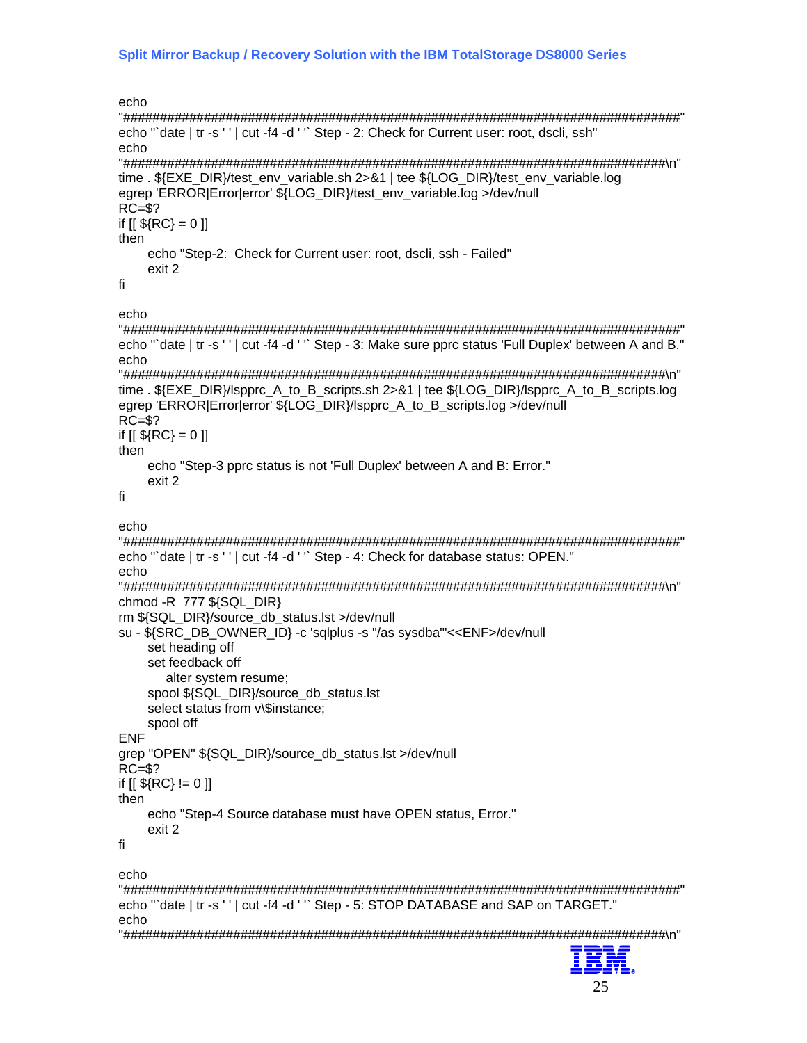```
echo
"###############################################################################"
echo "`date | tr -s ' ' | cut -f4 -d ' '` Step - 2: Check for Current user: root, dscli, ssh"
echo
"###############################################################################\n"
time . ${EXE_DIR}/test_env_variable.sh 2>&1 | tee ${LOG_DIR}/test_env_variable.log
egrep 'ERROR|Error|error' ${LOG_DIR}/test_env_variable.log >/dev/null
RC=$?
if [[ ${RC} = 0 ]]
then
      echo "Step-2:  Check for Current user: root, dscli, ssh - Failed"
      exit 2
fi

echo
"###############################################################################"
echo "`date | tr -s ' ' | cut -f4 -d ' '` Step - 3: Make sure pprc status 'Full Duplex' between A and B."
echo
"###############################################################################\n"
time . ${EXE_DIR}/lspprc_A_to_B_scripts.sh 2>&1 | tee ${LOG_DIR}/lspprc_A_to_B_scripts.log
egrep 'ERROR|Error|error' ${LOG_DIR}/lspprc_A_to_B_scripts.log >/dev/null
RC=$?
if [[ ${RC} = 0 ]]
then
      echo "Step-3 pprc status is not 'Full Duplex' between A and B: Error."
      exit 2
fi

echo
"###############################################################################"
echo "`date | tr -s ' ' | cut -f4 -d ' '` Step - 4: Check for database status: OPEN."
echo
"###############################################################################\n"
chmod -R  777 ${SQL_DIR}
rm ${SQL_DIR}/source_db_status.lst >/dev/null
su - ${SRC_DB_OWNER_ID} -c 'sqlplus -s "/as sysdba"'<<ENF>/dev/null
      set heading off
      set feedback off
          alter system resume;
      spool ${SQL_DIR}/source_db_status.lst
      select status from v\$instance;
      spool off
ENF
grep "OPEN" ${SQL_DIR}/source_db_status.lst >/dev/null
RC=$?
if [[ ${RC} != 0 ]]
then
      echo "Step-4 Source database must have OPEN status, Error."
      exit 2
fi

echo
"###############################################################################"
echo "`date | tr -s ' ' | cut -f4 -d ' '` Step - 5: STOP DATABASE and SAP on TARGET."
echo
"###############################################################################\n"
```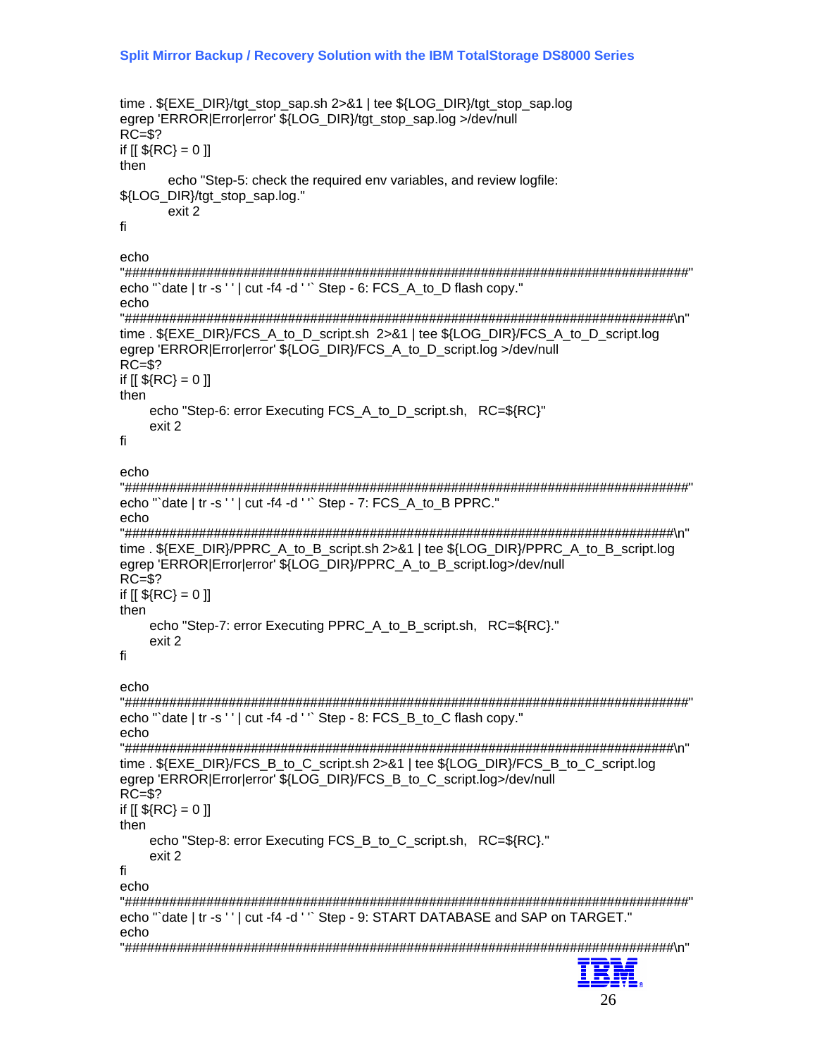```
time . ${EXE_DIR}/tgt_stop_sap.sh 2>&1 | tee ${LOG_DIR}/tgt_stop_sap.log
egrep 'ERROR|Error|error' ${LOG_DIR}/tgt_stop_sap.log >/dev/null
RC=$?
if [[ ${RC} = 0 ]]
then
        echo "Step-5: check the required env variables, and review logfile:
${LOG_DIR}/tgt_stop_sap.log."
        exit 2
fi

echo
"################################################################################"
echo "`date | tr -s ' ' | cut -f4 -d ' '` Step - 6: FCS_A_to_D flash copy."
echo
"################################################################################\n"
time . ${EXE_DIR}/FCS_A_to_D_script.sh  2>&1 | tee ${LOG_DIR}/FCS_A_to_D_script.log
egrep 'ERROR|Error|error' ${LOG_DIR}/FCS_A_to_D_script.log >/dev/null
RC=$?
if [[ ${RC} = 0 ]]
then
      echo "Step-6: error Executing FCS_A_to_D_script.sh,   RC=${RC}"
      exit 2
fi

echo
"################################################################################"
echo "`date | tr -s ' ' | cut -f4 -d ' '` Step - 7: FCS_A_to_B PPRC."
echo
"################################################################################\n"
time . ${EXE_DIR}/PPRC_A_to_B_script.sh 2>&1 | tee ${LOG_DIR}/PPRC_A_to_B_script.log
egrep 'ERROR|Error|error' ${LOG_DIR}/PPRC_A_to_B_script.log>/dev/null
RC=$?
if [[ ${RC} = 0 ]]
then
      echo "Step-7: error Executing PPRC_A_to_B_script.sh,   RC=${RC}."
      exit 2
fi

echo
"################################################################################"
echo "`date | tr -s ' ' | cut -f4 -d ' '` Step - 8: FCS_B_to_C flash copy."
echo
"################################################################################\n"
time . ${EXE_DIR}/FCS_B_to_C_script.sh 2>&1 | tee ${LOG_DIR}/FCS_B_to_C_script.log
egrep 'ERROR|Error|error' ${LOG_DIR}/FCS_B_to_C_script.log>/dev/null
RC=$?
if [[ ${RC} = 0 ]]
then
      echo "Step-8: error Executing FCS_B_to_C_script.sh,   RC=${RC}."
      exit 2
fi
echo
"################################################################################"
echo "`date | tr -s ' ' | cut -f4 -d ' '` Step - 9: START DATABASE and SAP on TARGET."
echo
"################################################################################\n"
```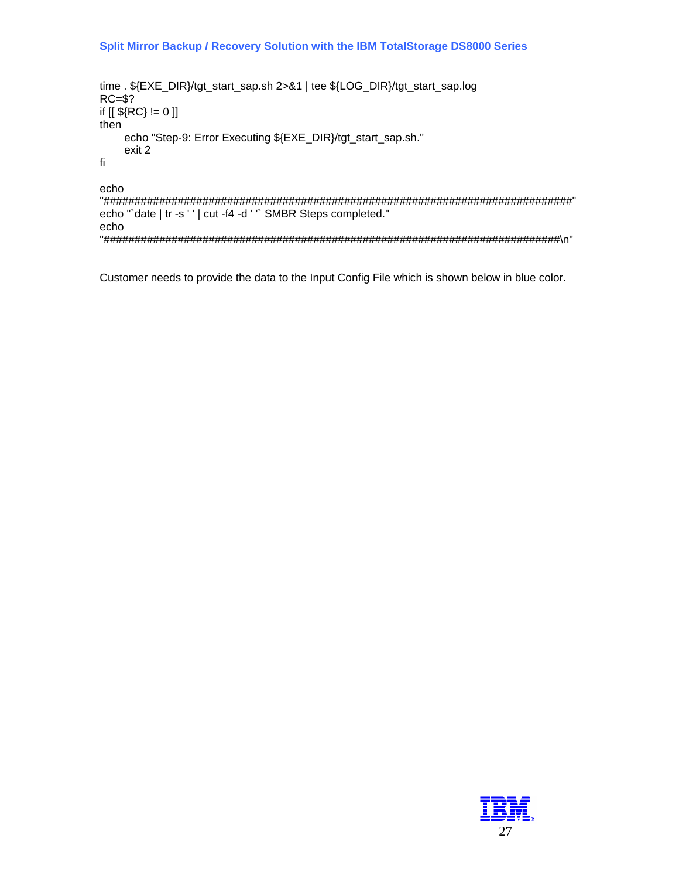```
time . ${EXE_DIR}/tgt_start_sap.sh 2>&1 | tee ${LOG_DIR}/tgt_start_sap.log
RC=$?
if [[ ${RC} != 0 ]]
then
      echo "Step-9: Error Executing ${EXE_DIR}/tgt_start_sap.sh."
      exit 2
fi

echo
"##################################################################################"
echo "`date | tr -s ' ' | cut -f4 -d ' '` SMBR Steps completed."
echo
"################################################################################\n"
```

Customer needs to provide the data to the Input Config File which is shown below in blue color.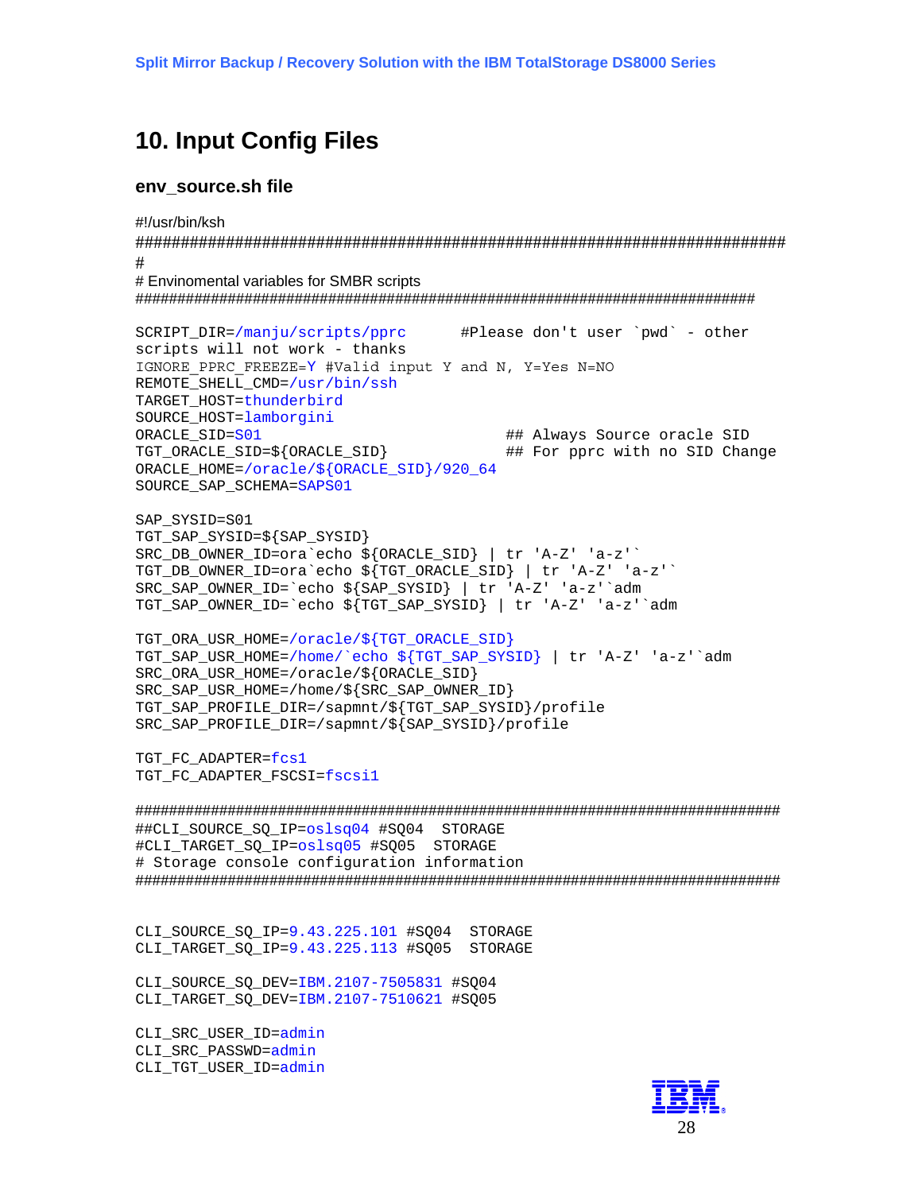# 10. Input Config Files

## env_source.sh file

```
#!/usr/bin/ksh
################################################################################
#
# Envinomental variables for SMBR scripts
################################################################################

SCRIPT_DIR=/manju/scripts/pprc      #Please don't user `pwd` - other
scripts will not work - thanks
IGNORE_PPRC_FREEZE=Y #Valid input Y and N, Y=Yes N=NO
REMOTE_SHELL_CMD=/usr/bin/ssh
TARGET_HOST=thunderbird
SOURCE_HOST=lamborgini
ORACLE_SID=S01                          ## Always Source oracle SID
TGT_ORACLE_SID=${ORACLE_SID}            ## For pprc with no SID Change
ORACLE_HOME=/oracle/${ORACLE_SID}/920_64
SOURCE_SAP_SCHEMA=SAPS01

SAP_SYSID=S01
TGT_SAP_SYSID=${SAP_SYSID}
SRC_DB_OWNER_ID=ora`echo ${ORACLE_SID} | tr 'A-Z' 'a-z'`
TGT_DB_OWNER_ID=ora`echo ${TGT_ORACLE_SID} | tr 'A-Z' 'a-z'`
SRC_SAP_OWNER_ID=`echo ${SAP_SYSID} | tr 'A-Z' 'a-z'`adm
TGT_SAP_OWNER_ID=`echo ${TGT_SAP_SYSID} | tr 'A-Z' 'a-z'`adm

TGT_ORA_USR_HOME=/oracle/${TGT_ORACLE_SID}
TGT_SAP_USR_HOME=/home/`echo ${TGT_SAP_SYSID} | tr 'A-Z' 'a-z'`adm
SRC_ORA_USR_HOME=/oracle/${ORACLE_SID}
SRC_SAP_USR_HOME=/home/${SRC_SAP_OWNER_ID}
TGT_SAP_PROFILE_DIR=/sapmnt/${TGT_SAP_SYSID}/profile
SRC_SAP_PROFILE_DIR=/sapmnt/${SAP_SYSID}/profile

TGT_FC_ADAPTER=fcs1
TGT_FC_ADAPTER_FSCSI=fscsi1

################################################################################
##CLI_SOURCE_SQ_IP=oslsq04 #SQ04  STORAGE
#CLI_TARGET_SQ_IP=oslsq05 #SQ05  STORAGE
# Storage console configuration information
################################################################################


CLI_SOURCE_SQ_IP=9.43.225.101 #SQ04  STORAGE
CLI_TARGET_SQ_IP=9.43.225.113 #SQ05  STORAGE

CLI_SOURCE_SQ_DEV=IBM.2107-7505831 #SQ04
CLI_TARGET_SQ_DEV=IBM.2107-7510621 #SQ05

CLI_SRC_USER_ID=admin
CLI_SRC_PASSWD=admin
CLI_TGT_USER_ID=admin
```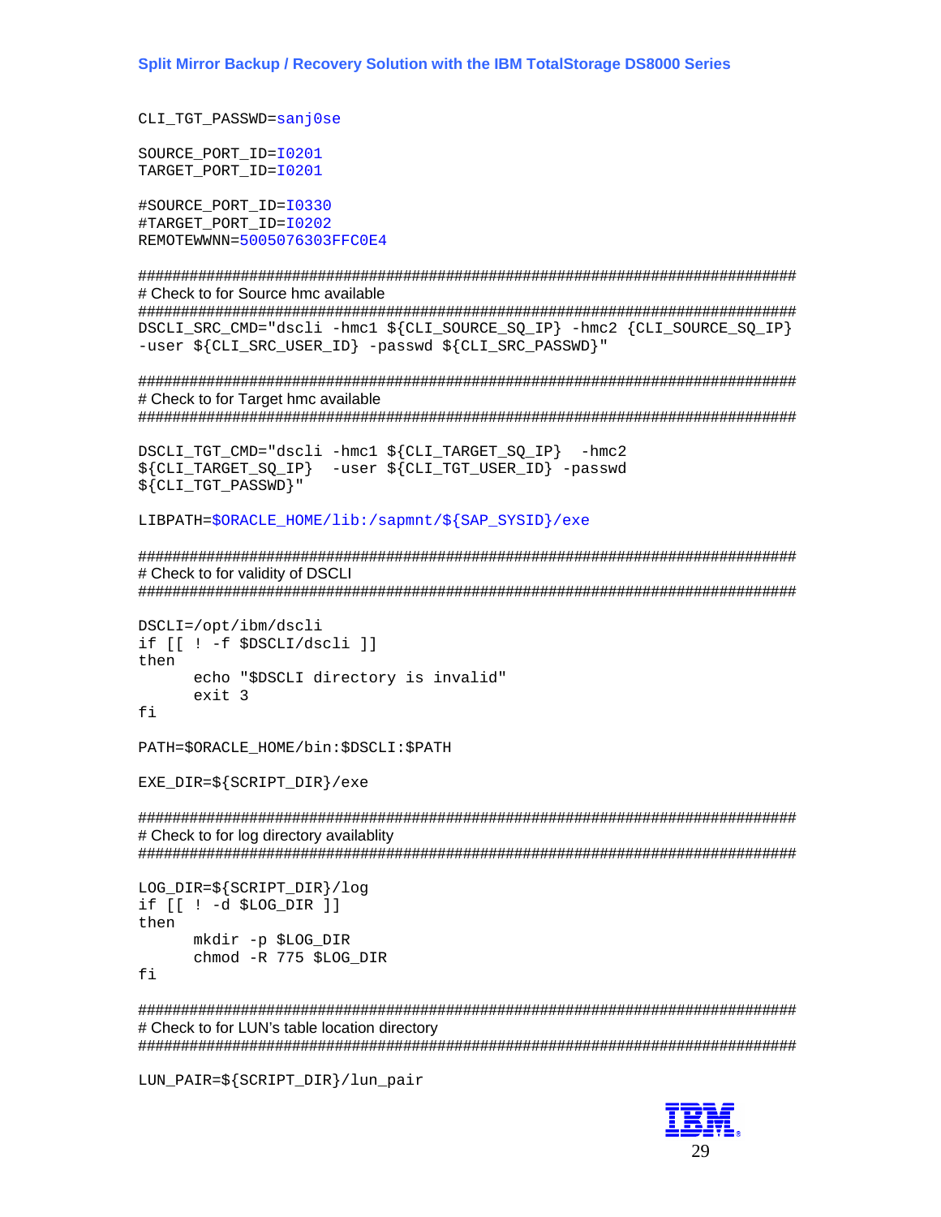```
CLI_TGT_PASSWD=sanj0se

SOURCE_PORT_ID=I0201
TARGET_PORT_ID=I0201

#SOURCE_PORT_ID=I0330
#TARGET_PORT_ID=I0202
REMOTEWWNN=5005076303FFC0E4

########################################################################
# Check to for Source hmc available
########################################################################
DSCLI_SRC_CMD="dscli -hmc1 ${CLI_SOURCE_SQ_IP} -hmc2 {CLI_SOURCE_SQ_IP}
-user ${CLI_SRC_USER_ID} -passwd ${CLI_SRC_PASSWD}"

########################################################################
# Check to for Target hmc available
########################################################################

DSCLI_TGT_CMD="dscli -hmc1 ${CLI_TARGET_SQ_IP}  -hmc2
${CLI_TARGET_SQ_IP}  -user ${CLI_TGT_USER_ID} -passwd
${CLI_TGT_PASSWD}"

LIBPATH=$ORACLE_HOME/lib:/sapmnt/${SAP_SYSID}/exe

########################################################################
# Check to for validity of DSCLI
########################################################################

DSCLI=/opt/ibm/dscli
if [[ ! -f $DSCLI/dscli ]]
then
      echo "$DSCLI directory is invalid"
      exit 3
fi

PATH=$ORACLE_HOME/bin:$DSCLI:$PATH

EXE_DIR=${SCRIPT_DIR}/exe

########################################################################
# Check to for log directory availablity
########################################################################

LOG_DIR=${SCRIPT_DIR}/log
if [[ ! -d $LOG_DIR ]]
then
      mkdir -p $LOG_DIR
      chmod -R 775 $LOG_DIR
fi

########################################################################
# Check to for LUN's table location directory
########################################################################

LUN_PAIR=${SCRIPT_DIR}/lun_pair
```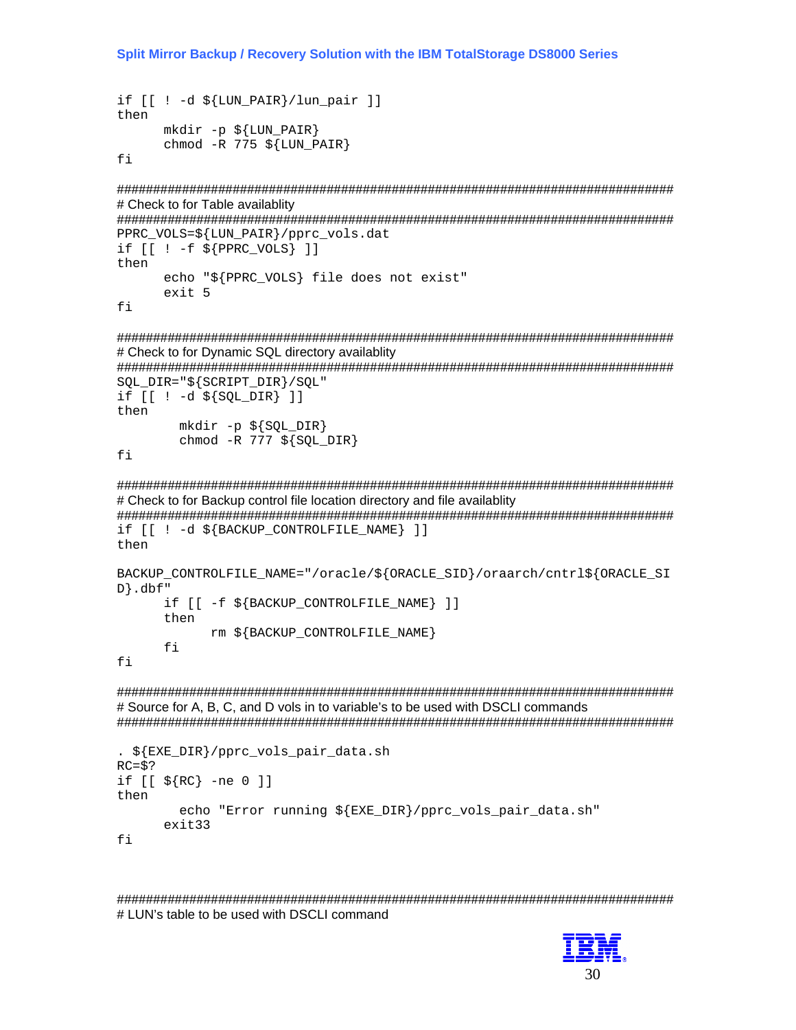```
if [[ ! -d ${LUN_PAIR}/lun_pair ]]
then
      mkdir -p ${LUN_PAIR}
      chmod -R 775 ${LUN_PAIR}
fi

####################################################################################
# Check to for Table availablity
####################################################################################
PPRC_VOLS=${LUN_PAIR}/pprc_vols.dat
if [[ ! -f ${PPRC_VOLS} ]]
then
      echo "${PPRC_VOLS} file does not exist"
      exit 5
fi

####################################################################################
# Check to for Dynamic SQL directory availablity
####################################################################################
SQL_DIR="${SCRIPT_DIR}/SQL"
if [[ ! -d ${SQL_DIR} ]]
then
        mkdir -p ${SQL_DIR}
        chmod -R 777 ${SQL_DIR}
fi

####################################################################################
# Check to for Backup control file location directory and file availablity
####################################################################################
if [[ ! -d ${BACKUP_CONTROLFILE_NAME} ]]
then

BACKUP_CONTROLFILE_NAME="/oracle/${ORACLE_SID}/oraarch/cntrl${ORACLE_SID}.dbf"
      if [[ -f ${BACKUP_CONTROLFILE_NAME} ]]
      then
            rm ${BACKUP_CONTROLFILE_NAME}
      fi
fi

####################################################################################
# Source for A, B, C, and D vols in to variable's to be used with DSCLI commands
####################################################################################

. ${EXE_DIR}/pprc_vols_pair_data.sh
RC=$?
if [[ ${RC} -ne 0 ]]
then
        echo "Error running ${EXE_DIR}/pprc_vols_pair_data.sh"
      exit33
fi


####################################################################################
# LUN's table to be used with DSCLI command
```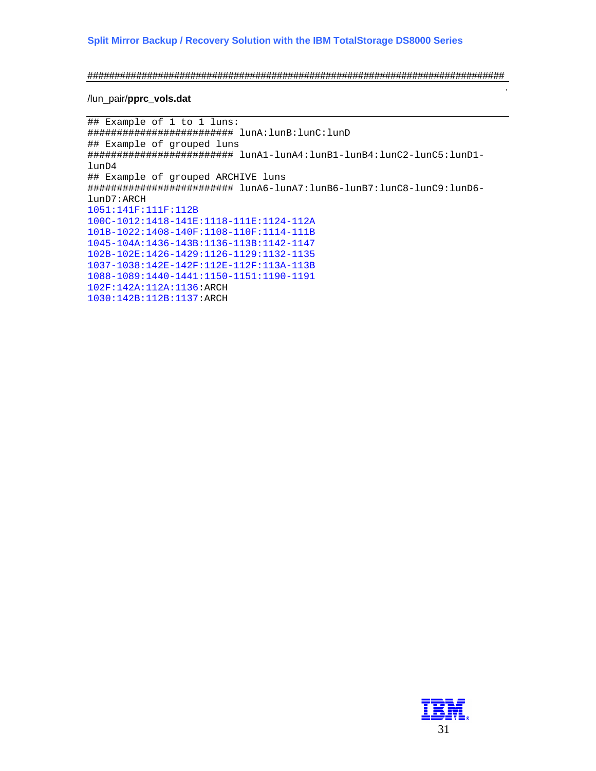##################################################################################

/lun_pair/**pprc_vols.dat**

```
## Example of 1 to 1 luns:
######################### lunA:lunB:lunC:lunD
## Example of grouped luns
######################### lunA1-lunA4:lunB1-lunB4:lunC2-lunC5:lunD1-
lunD4
## Example of grouped ARCHIVE luns
######################### lunA6-lunA7:lunB6-lunB7:lunC8-lunC9:lunD6-
lunD7:ARCH
1051:141F:111F:112B
100C-1012:1418-141E:1118-111E:1124-112A
101B-1022:1408-140F:1108-110F:1114-111B
1045-104A:1436-143B:1136-113B:1142-1147
102B-102E:1426-1429:1126-1129:1132-1135
1037-1038:142E-142F:112E-112F:113A-113B
1088-1089:1440-1441:1150-1151:1190-1191
102F:142A:112A:1136:ARCH
1030:142B:112B:1137:ARCH
```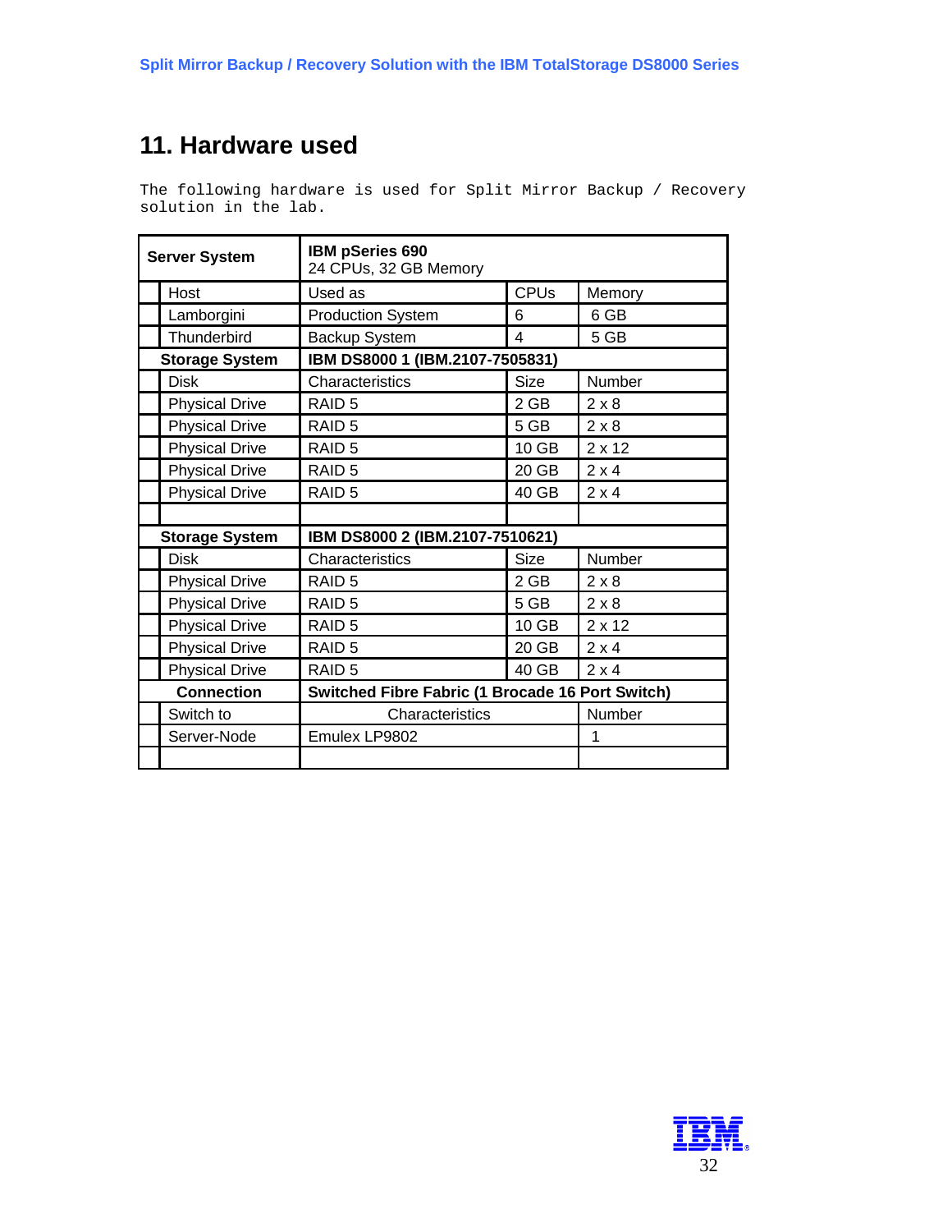# 11. Hardware used

The following hardware is used for Split Mirror Backup / Recovery solution in the lab.

| **Server System** | | **IBM pSeries 690**<br>24 CPUs, 32 GB Memory | | |
|---|---|---|---|---|
| | Host | Used as | CPUs | Memory |
| | Lamborgini | Production System | 6 | 6 GB |
| | Thunderbird | Backup System | 4 | 5 GB |
| | **Storage System** | **IBM DS8000 1 (IBM.2107-7505831)** | | |
| | Disk | Characteristics | Size | Number |
| | Physical Drive | RAID 5 | 2 GB | 2 x 8 |
| | Physical Drive | RAID 5 | 5 GB | 2 x 8 |
| | Physical Drive | RAID 5 | 10 GB | 2 x 12 |
| | Physical Drive | RAID 5 | 20 GB | 2 x 4 |
| | Physical Drive | RAID 5 | 40 GB | 2 x 4 |
| | | | | |
| | **Storage System** | **IBM DS8000 2 (IBM.2107-7510621)** | | |
| | Disk | Characteristics | Size | Number |
| | Physical Drive | RAID 5 | 2 GB | 2 x 8 |
| | Physical Drive | RAID 5 | 5 GB | 2 x 8 |
| | Physical Drive | RAID 5 | 10 GB | 2 x 12 |
| | Physical Drive | RAID 5 | 20 GB | 2 x 4 |
| | Physical Drive | RAID 5 | 40 GB | 2 x 4 |
| | **Connection** | **Switched Fibre Fabric (1 Brocade 16 Port Switch)** | | |
| | Switch to | Characteristics | | Number |
| | Server-Node | Emulex LP9802 | | 1 |
| | | | | |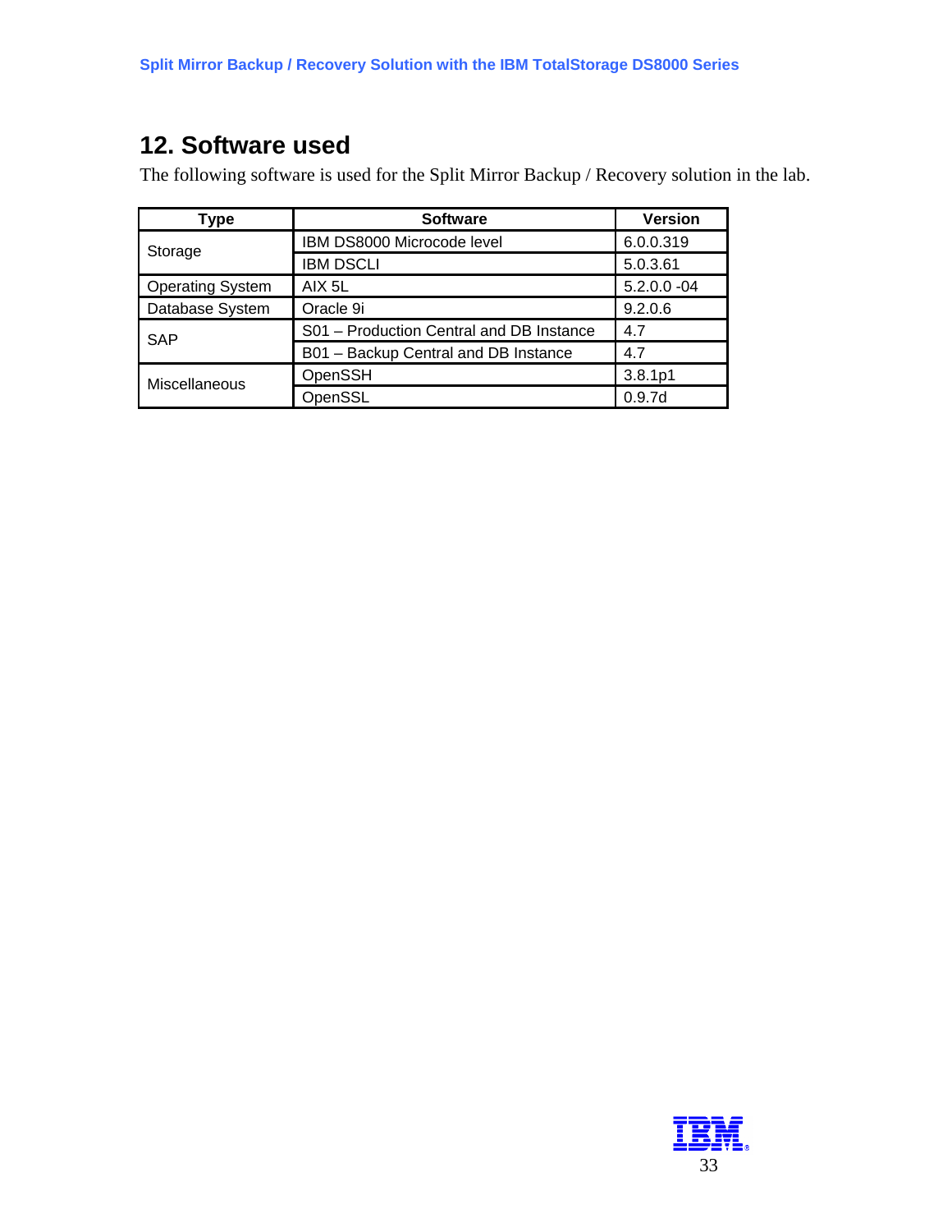## 12. Software used

The following software is used for the Split Mirror Backup / Recovery solution in the lab.

| Type | Software | Version |
|---|---|---|
| Storage | IBM DS8000 Microcode level | 6.0.0.319 |
| | IBM DSCLI | 5.0.3.61 |
| Operating System | AIX 5L | 5.2.0.0 -04 |
| Database System | Oracle 9i | 9.2.0.6 |
| SAP | S01 – Production Central and DB Instance | 4.7 |
| | B01 – Backup Central and DB Instance | 4.7 |
| Miscellaneous | OpenSSH | 3.8.1p1 |
| | OpenSSL | 0.9.7d |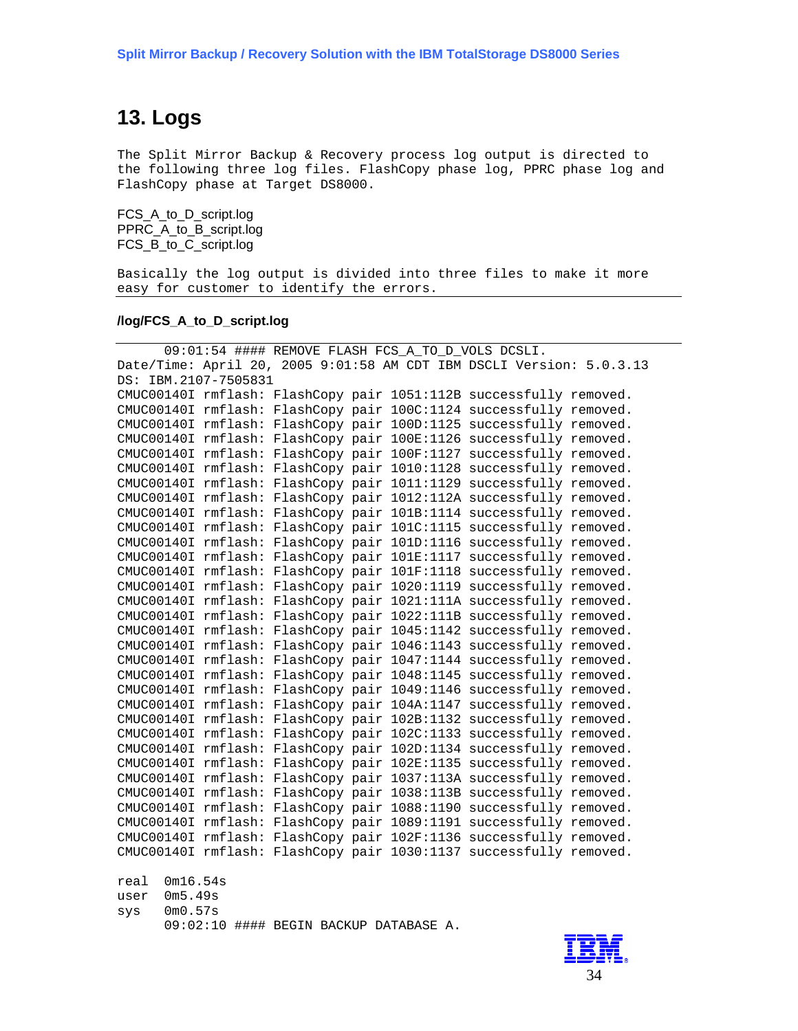# 13. Logs

The Split Mirror Backup & Recovery process log output is directed to the following three log files. FlashCopy phase log, PPRC phase log and FlashCopy phase at Target DS8000.

FCS_A_to_D_script.log  
PPRC_A_to_B_script.log  
FCS_B_to_C_script.log

Basically the log output is divided into three files to make it more easy for customer to identify the errors.

**/log/FCS_A_to_D_script.log**

```
      09:01:54 #### REMOVE FLASH FCS_A_TO_D_VOLS DCSLI.
Date/Time: April 20, 2005 9:01:58 AM CDT IBM DSCLI Version: 5.0.3.13
DS: IBM.2107-7505831
CMUC00140I rmflash: FlashCopy pair 1051:112B successfully removed.
CMUC00140I rmflash: FlashCopy pair 100C:1124 successfully removed.
CMUC00140I rmflash: FlashCopy pair 100D:1125 successfully removed.
CMUC00140I rmflash: FlashCopy pair 100E:1126 successfully removed.
CMUC00140I rmflash: FlashCopy pair 100F:1127 successfully removed.
CMUC00140I rmflash: FlashCopy pair 1010:1128 successfully removed.
CMUC00140I rmflash: FlashCopy pair 1011:1129 successfully removed.
CMUC00140I rmflash: FlashCopy pair 1012:112A successfully removed.
CMUC00140I rmflash: FlashCopy pair 101B:1114 successfully removed.
CMUC00140I rmflash: FlashCopy pair 101C:1115 successfully removed.
CMUC00140I rmflash: FlashCopy pair 101D:1116 successfully removed.
CMUC00140I rmflash: FlashCopy pair 101E:1117 successfully removed.
CMUC00140I rmflash: FlashCopy pair 101F:1118 successfully removed.
CMUC00140I rmflash: FlashCopy pair 1020:1119 successfully removed.
CMUC00140I rmflash: FlashCopy pair 1021:111A successfully removed.
CMUC00140I rmflash: FlashCopy pair 1022:111B successfully removed.
CMUC00140I rmflash: FlashCopy pair 1045:1142 successfully removed.
CMUC00140I rmflash: FlashCopy pair 1046:1143 successfully removed.
CMUC00140I rmflash: FlashCopy pair 1047:1144 successfully removed.
CMUC00140I rmflash: FlashCopy pair 1048:1145 successfully removed.
CMUC00140I rmflash: FlashCopy pair 1049:1146 successfully removed.
CMUC00140I rmflash: FlashCopy pair 104A:1147 successfully removed.
CMUC00140I rmflash: FlashCopy pair 102B:1132 successfully removed.
CMUC00140I rmflash: FlashCopy pair 102C:1133 successfully removed.
CMUC00140I rmflash: FlashCopy pair 102D:1134 successfully removed.
CMUC00140I rmflash: FlashCopy pair 102E:1135 successfully removed.
CMUC00140I rmflash: FlashCopy pair 1037:113A successfully removed.
CMUC00140I rmflash: FlashCopy pair 1038:113B successfully removed.
CMUC00140I rmflash: FlashCopy pair 1088:1190 successfully removed.
CMUC00140I rmflash: FlashCopy pair 1089:1191 successfully removed.
CMUC00140I rmflash: FlashCopy pair 102F:1136 successfully removed.
CMUC00140I rmflash: FlashCopy pair 1030:1137 successfully removed.

real  0m16.54s
user  0m5.49s
sys   0m0.57s
      09:02:10 #### BEGIN BACKUP DATABASE A.
```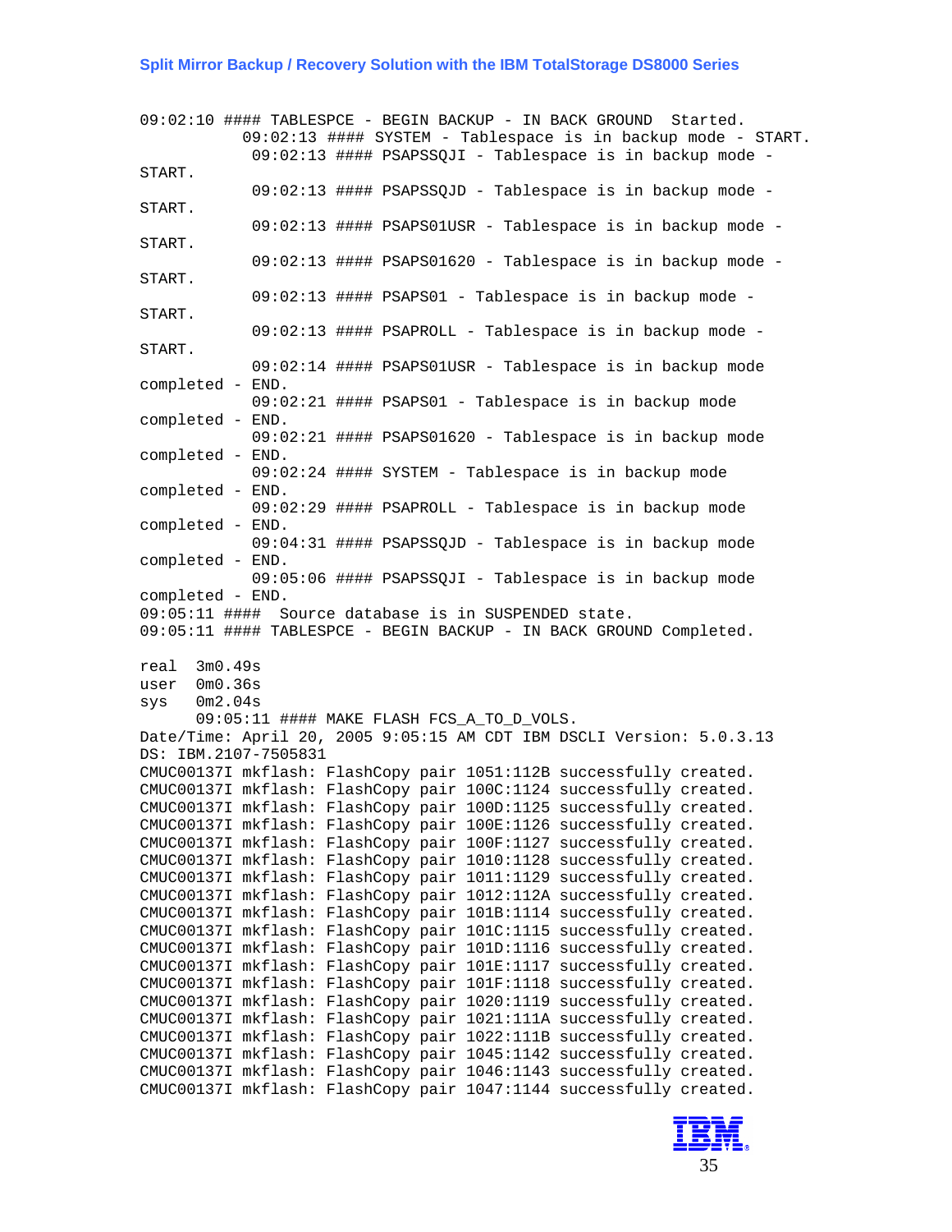```
09:02:10 #### TABLESPCE - BEGIN BACKUP - IN BACK GROUND  Started.
           09:02:13 #### SYSTEM - Tablespace is in backup mode - START.
            09:02:13 #### PSAPSSQJI - Tablespace is in backup mode -
START.
            09:02:13 #### PSAPSSQJD - Tablespace is in backup mode -
START.
            09:02:13 #### PSAPS01USR - Tablespace is in backup mode -
START.
            09:02:13 #### PSAPS01620 - Tablespace is in backup mode -
START.
            09:02:13 #### PSAPS01 - Tablespace is in backup mode -
START.
            09:02:13 #### PSAPROLL - Tablespace is in backup mode -
START.
            09:02:14 #### PSAPS01USR - Tablespace is in backup mode
completed - END.
            09:02:21 #### PSAPS01 - Tablespace is in backup mode
completed - END.
            09:02:21 #### PSAPS01620 - Tablespace is in backup mode
completed - END.
            09:02:24 #### SYSTEM - Tablespace is in backup mode
completed - END.
            09:02:29 #### PSAPROLL - Tablespace is in backup mode
completed - END.
            09:04:31 #### PSAPSSQJD - Tablespace is in backup mode
completed - END.
            09:05:06 #### PSAPSSQJI - Tablespace is in backup mode
completed - END.
09:05:11 ####  Source database is in SUSPENDED state.
09:05:11 #### TABLESPCE - BEGIN BACKUP - IN BACK GROUND Completed.

real  3m0.49s
user  0m0.36s
sys   0m2.04s
      09:05:11 #### MAKE FLASH FCS_A_TO_D_VOLS.
Date/Time: April 20, 2005 9:05:15 AM CDT IBM DSCLI Version: 5.0.3.13
DS: IBM.2107-7505831
CMUC00137I mkflash: FlashCopy pair 1051:112B successfully created.
CMUC00137I mkflash: FlashCopy pair 100C:1124 successfully created.
CMUC00137I mkflash: FlashCopy pair 100D:1125 successfully created.
CMUC00137I mkflash: FlashCopy pair 100E:1126 successfully created.
CMUC00137I mkflash: FlashCopy pair 100F:1127 successfully created.
CMUC00137I mkflash: FlashCopy pair 1010:1128 successfully created.
CMUC00137I mkflash: FlashCopy pair 1011:1129 successfully created.
CMUC00137I mkflash: FlashCopy pair 1012:112A successfully created.
CMUC00137I mkflash: FlashCopy pair 101B:1114 successfully created.
CMUC00137I mkflash: FlashCopy pair 101C:1115 successfully created.
CMUC00137I mkflash: FlashCopy pair 101D:1116 successfully created.
CMUC00137I mkflash: FlashCopy pair 101E:1117 successfully created.
CMUC00137I mkflash: FlashCopy pair 101F:1118 successfully created.
CMUC00137I mkflash: FlashCopy pair 1020:1119 successfully created.
CMUC00137I mkflash: FlashCopy pair 1021:111A successfully created.
CMUC00137I mkflash: FlashCopy pair 1022:111B successfully created.
CMUC00137I mkflash: FlashCopy pair 1045:1142 successfully created.
CMUC00137I mkflash: FlashCopy pair 1046:1143 successfully created.
CMUC00137I mkflash: FlashCopy pair 1047:1144 successfully created.
```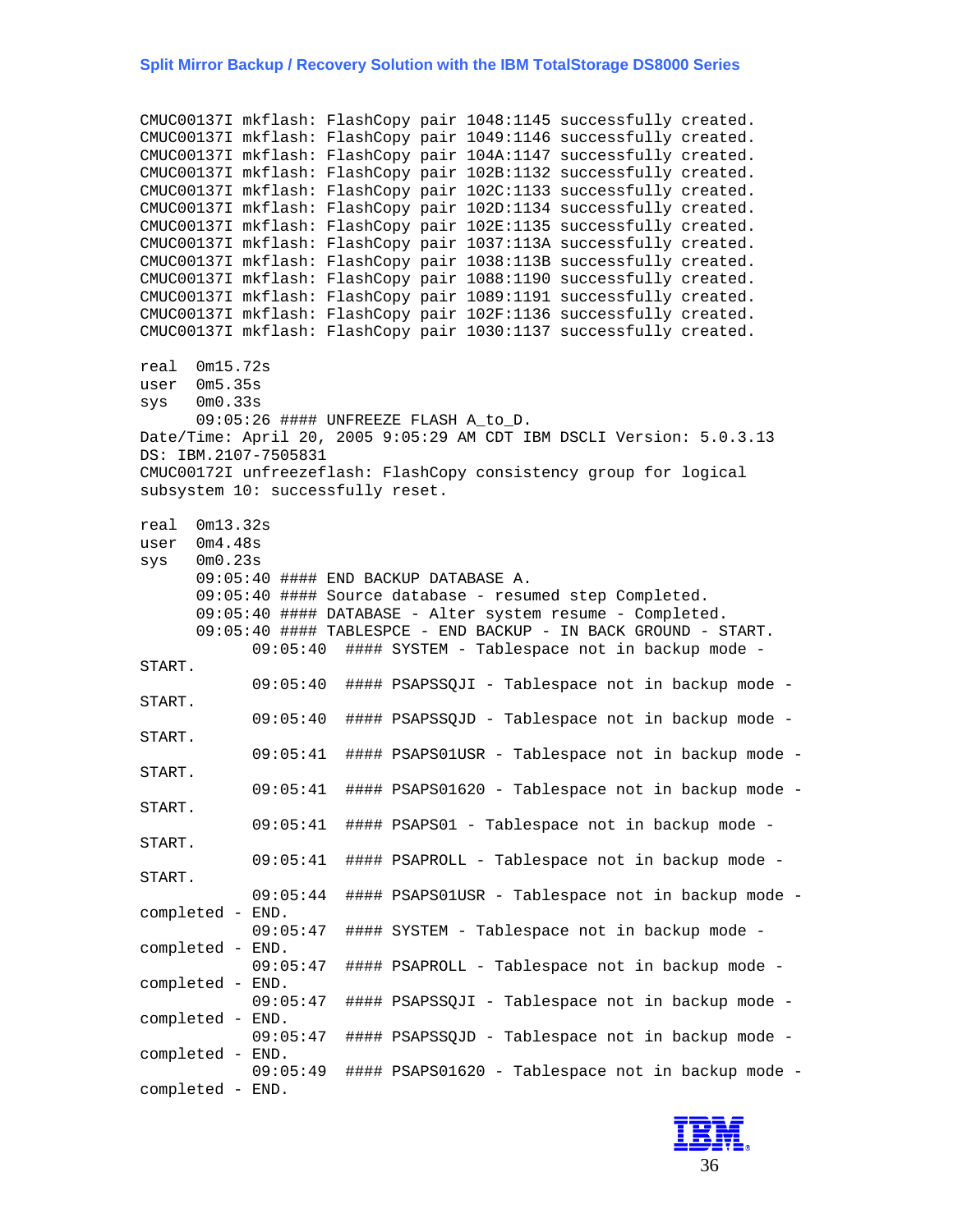```
CMUC00137I mkflash: FlashCopy pair 1048:1145 successfully created.
CMUC00137I mkflash: FlashCopy pair 1049:1146 successfully created.
CMUC00137I mkflash: FlashCopy pair 104A:1147 successfully created.
CMUC00137I mkflash: FlashCopy pair 102B:1132 successfully created.
CMUC00137I mkflash: FlashCopy pair 102C:1133 successfully created.
CMUC00137I mkflash: FlashCopy pair 102D:1134 successfully created.
CMUC00137I mkflash: FlashCopy pair 102E:1135 successfully created.
CMUC00137I mkflash: FlashCopy pair 1037:113A successfully created.
CMUC00137I mkflash: FlashCopy pair 1038:113B successfully created.
CMUC00137I mkflash: FlashCopy pair 1088:1190 successfully created.
CMUC00137I mkflash: FlashCopy pair 1089:1191 successfully created.
CMUC00137I mkflash: FlashCopy pair 102F:1136 successfully created.
CMUC00137I mkflash: FlashCopy pair 1030:1137 successfully created.

real  0m15.72s
user  0m5.35s
sys   0m0.33s
      09:05:26 #### UNFREEZE FLASH A_to_D.
Date/Time: April 20, 2005 9:05:29 AM CDT IBM DSCLI Version: 5.0.3.13
DS: IBM.2107-7505831
CMUC00172I unfreezeflash: FlashCopy consistency group for logical
subsystem 10: successfully reset.

real  0m13.32s
user  0m4.48s
sys   0m0.23s
      09:05:40 #### END BACKUP DATABASE A.
      09:05:40 #### Source database - resumed step Completed.
      09:05:40 #### DATABASE - Alter system resume - Completed.
      09:05:40 #### TABLESPCE - END BACKUP - IN BACK GROUND - START.
            09:05:40  #### SYSTEM - Tablespace not in backup mode -
START.
            09:05:40  #### PSAPSSQJI - Tablespace not in backup mode -
START.
            09:05:40  #### PSAPSSQJD - Tablespace not in backup mode -
START.
            09:05:41  #### PSAPS01USR - Tablespace not in backup mode -
START.
            09:05:41  #### PSAPS01620 - Tablespace not in backup mode -
START.
            09:05:41  #### PSAPS01 - Tablespace not in backup mode -
START.
            09:05:41  #### PSAPROLL - Tablespace not in backup mode -
START.
            09:05:44  #### PSAPS01USR - Tablespace not in backup mode -
completed - END.
            09:05:47  #### SYSTEM - Tablespace not in backup mode -
completed - END.
            09:05:47  #### PSAPROLL - Tablespace not in backup mode -
completed - END.
            09:05:47  #### PSAPSSQJI - Tablespace not in backup mode -
completed - END.
            09:05:47  #### PSAPSSQJD - Tablespace not in backup mode -
completed - END.
            09:05:49  #### PSAPS01620 - Tablespace not in backup mode -
completed - END.
```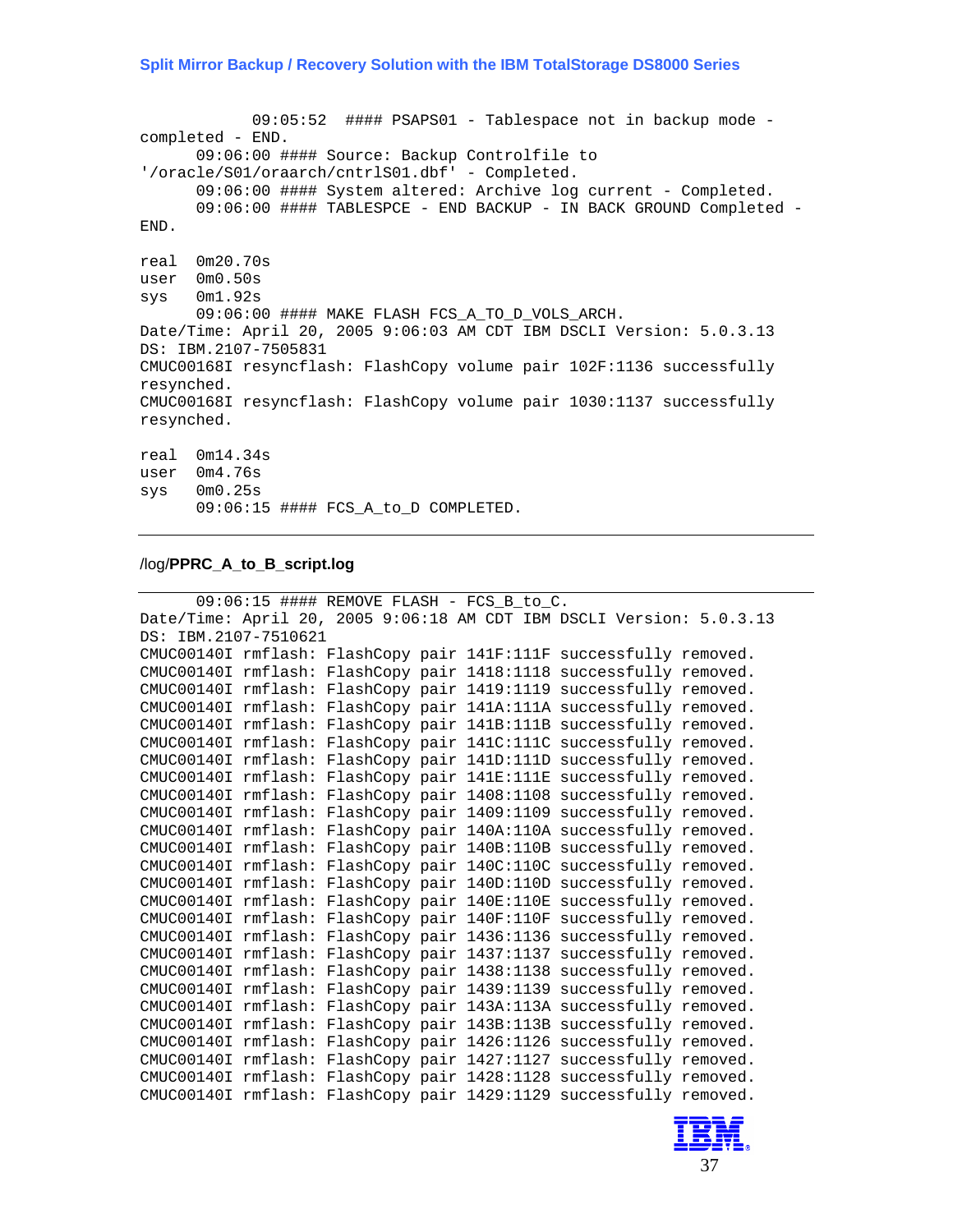```
            09:05:52  #### PSAPS01 - Tablespace not in backup mode -
completed - END.
      09:06:00 #### Source: Backup Controlfile to
'/oracle/S01/oraarch/cntrlS01.dbf' - Completed.
      09:06:00 #### System altered: Archive log current - Completed.
      09:06:00 #### TABLESPCE - END BACKUP - IN BACK GROUND Completed -
END.

real  0m20.70s
user  0m0.50s
sys   0m1.92s
      09:06:00 #### MAKE FLASH FCS_A_TO_D_VOLS_ARCH.
Date/Time: April 20, 2005 9:06:03 AM CDT IBM DSCLI Version: 5.0.3.13
DS: IBM.2107-7505831
CMUC00168I resyncflash: FlashCopy volume pair 102F:1136 successfully
resynched.
CMUC00168I resyncflash: FlashCopy volume pair 1030:1137 successfully
resynched.

real  0m14.34s
user  0m4.76s
sys   0m0.25s
      09:06:15 #### FCS_A_to_D COMPLETED.
```

/log/**PPRC_A_to_B_script.log**

```
      09:06:15 #### REMOVE FLASH - FCS_B_to_C.
Date/Time: April 20, 2005 9:06:18 AM CDT IBM DSCLI Version: 5.0.3.13
DS: IBM.2107-7510621
CMUC00140I rmflash: FlashCopy pair 141F:111F successfully removed.
CMUC00140I rmflash: FlashCopy pair 1418:1118 successfully removed.
CMUC00140I rmflash: FlashCopy pair 1419:1119 successfully removed.
CMUC00140I rmflash: FlashCopy pair 141A:111A successfully removed.
CMUC00140I rmflash: FlashCopy pair 141B:111B successfully removed.
CMUC00140I rmflash: FlashCopy pair 141C:111C successfully removed.
CMUC00140I rmflash: FlashCopy pair 141D:111D successfully removed.
CMUC00140I rmflash: FlashCopy pair 141E:111E successfully removed.
CMUC00140I rmflash: FlashCopy pair 1408:1108 successfully removed.
CMUC00140I rmflash: FlashCopy pair 1409:1109 successfully removed.
CMUC00140I rmflash: FlashCopy pair 140A:110A successfully removed.
CMUC00140I rmflash: FlashCopy pair 140B:110B successfully removed.
CMUC00140I rmflash: FlashCopy pair 140C:110C successfully removed.
CMUC00140I rmflash: FlashCopy pair 140D:110D successfully removed.
CMUC00140I rmflash: FlashCopy pair 140E:110E successfully removed.
CMUC00140I rmflash: FlashCopy pair 140F:110F successfully removed.
CMUC00140I rmflash: FlashCopy pair 1436:1136 successfully removed.
CMUC00140I rmflash: FlashCopy pair 1437:1137 successfully removed.
CMUC00140I rmflash: FlashCopy pair 1438:1138 successfully removed.
CMUC00140I rmflash: FlashCopy pair 1439:1139 successfully removed.
CMUC00140I rmflash: FlashCopy pair 143A:113A successfully removed.
CMUC00140I rmflash: FlashCopy pair 143B:113B successfully removed.
CMUC00140I rmflash: FlashCopy pair 1426:1126 successfully removed.
CMUC00140I rmflash: FlashCopy pair 1427:1127 successfully removed.
CMUC00140I rmflash: FlashCopy pair 1428:1128 successfully removed.
CMUC00140I rmflash: FlashCopy pair 1429:1129 successfully removed.
```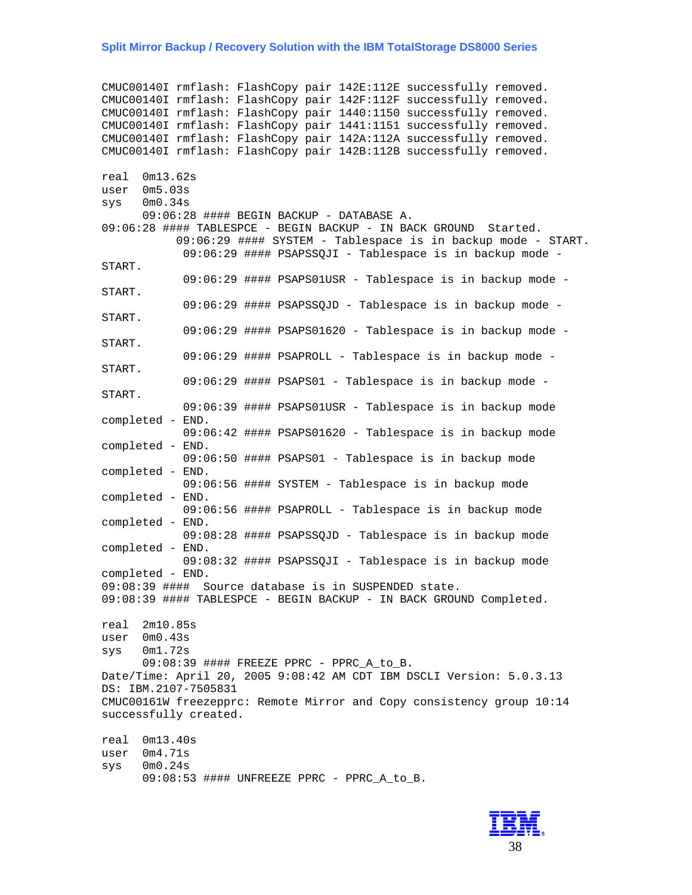```
CMUC00140I rmflash: FlashCopy pair 142E:112E successfully removed.
CMUC00140I rmflash: FlashCopy pair 142F:112F successfully removed.
CMUC00140I rmflash: FlashCopy pair 1440:1150 successfully removed.
CMUC00140I rmflash: FlashCopy pair 1441:1151 successfully removed.
CMUC00140I rmflash: FlashCopy pair 142A:112A successfully removed.
CMUC00140I rmflash: FlashCopy pair 142B:112B successfully removed.

real  0m13.62s
user  0m5.03s
sys   0m0.34s
      09:06:28 #### BEGIN BACKUP - DATABASE A.
09:06:28 #### TABLESPCE - BEGIN BACKUP - IN BACK GROUND  Started.
           09:06:29 #### SYSTEM - Tablespace is in backup mode - START.
            09:06:29 #### PSAPSSQJI - Tablespace is in backup mode -
START.
            09:06:29 #### PSAPS01USR - Tablespace is in backup mode -
START.
            09:06:29 #### PSAPSSQJD - Tablespace is in backup mode -
START.
            09:06:29 #### PSAPS01620 - Tablespace is in backup mode -
START.
            09:06:29 #### PSAPROLL - Tablespace is in backup mode -
START.
            09:06:29 #### PSAPS01 - Tablespace is in backup mode -
START.
            09:06:39 #### PSAPS01USR - Tablespace is in backup mode
completed - END.
            09:06:42 #### PSAPS01620 - Tablespace is in backup mode
completed - END.
            09:06:50 #### PSAPS01 - Tablespace is in backup mode
completed - END.
            09:06:56 #### SYSTEM - Tablespace is in backup mode
completed - END.
            09:06:56 #### PSAPROLL - Tablespace is in backup mode
completed - END.
            09:08:28 #### PSAPSSQJD - Tablespace is in backup mode
completed - END.
            09:08:32 #### PSAPSSQJI - Tablespace is in backup mode
completed - END.
09:08:39 ####  Source database is in SUSPENDED state.
09:08:39 #### TABLESPCE - BEGIN BACKUP - IN BACK GROUND Completed.

real  2m10.85s
user  0m0.43s
sys   0m1.72s
      09:08:39 #### FREEZE PPRC - PPRC_A_to_B.
Date/Time: April 20, 2005 9:08:42 AM CDT IBM DSCLI Version: 5.0.3.13
DS: IBM.2107-7505831
CMUC00161W freezepprc: Remote Mirror and Copy consistency group 10:14
successfully created.

real  0m13.40s
user  0m4.71s
sys   0m0.24s
      09:08:53 #### UNFREEZE PPRC - PPRC_A_to_B.
```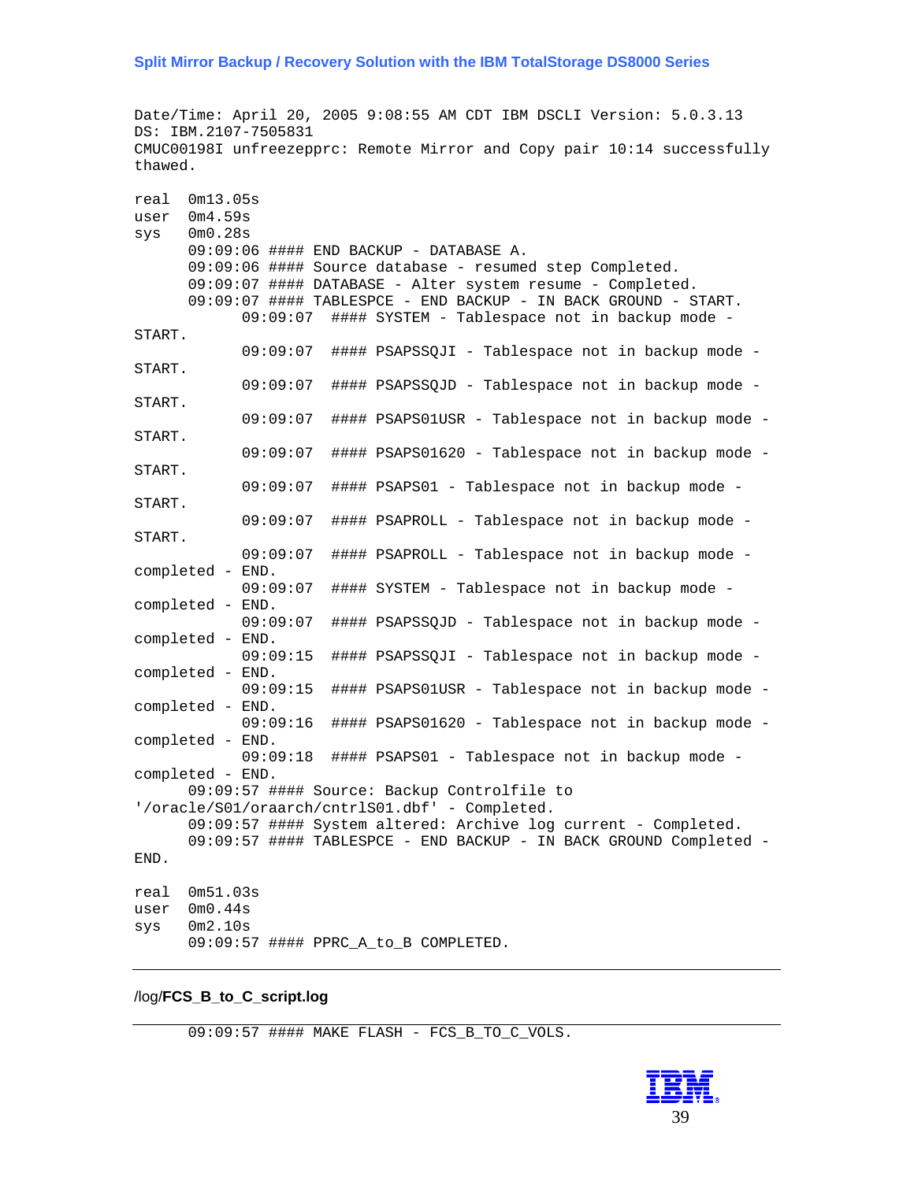```
Date/Time: April 20, 2005 9:08:55 AM CDT IBM DSCLI Version: 5.0.3.13
DS: IBM.2107-7505831
CMUC00198I unfreezepprc: Remote Mirror and Copy pair 10:14 successfully
thawed.

real  0m13.05s
user  0m4.59s
sys   0m0.28s
      09:09:06 #### END BACKUP - DATABASE A.
      09:09:06 #### Source database - resumed step Completed.
      09:09:07 #### DATABASE - Alter system resume - Completed.
      09:09:07 #### TABLESPCE - END BACKUP - IN BACK GROUND - START.
            09:09:07  #### SYSTEM - Tablespace not in backup mode -
START.
            09:09:07  #### PSAPSSQJI - Tablespace not in backup mode -
START.
            09:09:07  #### PSAPSSQJD - Tablespace not in backup mode -
START.
            09:09:07  #### PSAPS01USR - Tablespace not in backup mode -
START.
            09:09:07  #### PSAPS01620 - Tablespace not in backup mode -
START.
            09:09:07  #### PSAPS01 - Tablespace not in backup mode -
START.
            09:09:07  #### PSAPROLL - Tablespace not in backup mode -
START.
            09:09:07  #### PSAPROLL - Tablespace not in backup mode -
completed - END.
            09:09:07  #### SYSTEM - Tablespace not in backup mode -
completed - END.
            09:09:07  #### PSAPSSQJD - Tablespace not in backup mode -
completed - END.
            09:09:15  #### PSAPSSQJI - Tablespace not in backup mode -
completed - END.
            09:09:15  #### PSAPS01USR - Tablespace not in backup mode -
completed - END.
            09:09:16  #### PSAPS01620 - Tablespace not in backup mode -
completed - END.
            09:09:18  #### PSAPS01 - Tablespace not in backup mode -
completed - END.
      09:09:57 #### Source: Backup Controlfile to
'/oracle/S01/oraarch/cntrlS01.dbf' - Completed.
      09:09:57 #### System altered: Archive log current - Completed.
      09:09:57 #### TABLESPCE - END BACKUP - IN BACK GROUND Completed -
END.

real  0m51.03s
user  0m0.44s
sys   0m2.10s
      09:09:57 #### PPRC_A_to_B COMPLETED.
```

---

/log/**FCS_B_to_C_script.log**

---

```
      09:09:57 #### MAKE FLASH - FCS_B_TO_C_VOLS.
```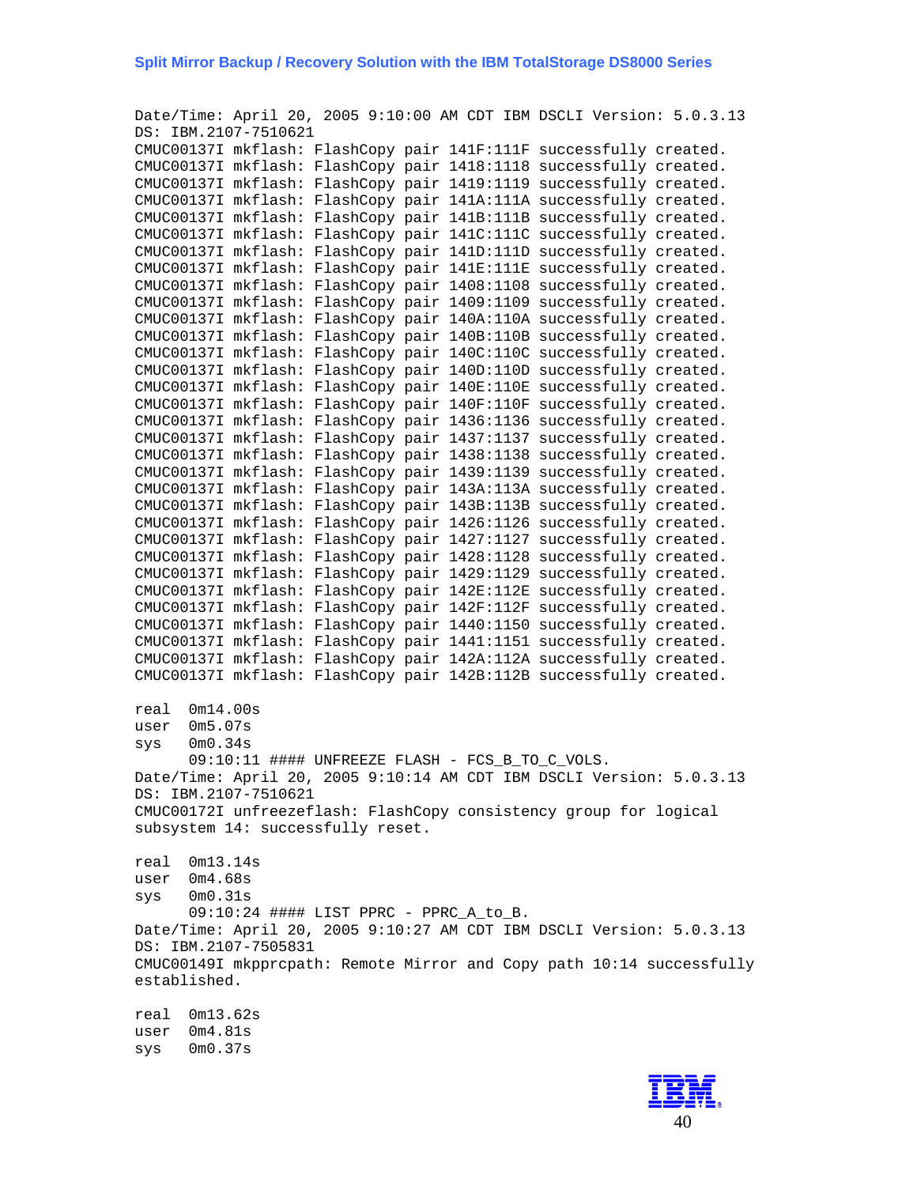```
Date/Time: April 20, 2005 9:10:00 AM CDT IBM DSCLI Version: 5.0.3.13
DS: IBM.2107-7510621
CMUC00137I mkflash: FlashCopy pair 141F:111F successfully created.
CMUC00137I mkflash: FlashCopy pair 1418:1118 successfully created.
CMUC00137I mkflash: FlashCopy pair 1419:1119 successfully created.
CMUC00137I mkflash: FlashCopy pair 141A:111A successfully created.
CMUC00137I mkflash: FlashCopy pair 141B:111B successfully created.
CMUC00137I mkflash: FlashCopy pair 141C:111C successfully created.
CMUC00137I mkflash: FlashCopy pair 141D:111D successfully created.
CMUC00137I mkflash: FlashCopy pair 141E:111E successfully created.
CMUC00137I mkflash: FlashCopy pair 1408:1108 successfully created.
CMUC00137I mkflash: FlashCopy pair 1409:1109 successfully created.
CMUC00137I mkflash: FlashCopy pair 140A:110A successfully created.
CMUC00137I mkflash: FlashCopy pair 140B:110B successfully created.
CMUC00137I mkflash: FlashCopy pair 140C:110C successfully created.
CMUC00137I mkflash: FlashCopy pair 140D:110D successfully created.
CMUC00137I mkflash: FlashCopy pair 140E:110E successfully created.
CMUC00137I mkflash: FlashCopy pair 140F:110F successfully created.
CMUC00137I mkflash: FlashCopy pair 1436:1136 successfully created.
CMUC00137I mkflash: FlashCopy pair 1437:1137 successfully created.
CMUC00137I mkflash: FlashCopy pair 1438:1138 successfully created.
CMUC00137I mkflash: FlashCopy pair 1439:1139 successfully created.
CMUC00137I mkflash: FlashCopy pair 143A:113A successfully created.
CMUC00137I mkflash: FlashCopy pair 143B:113B successfully created.
CMUC00137I mkflash: FlashCopy pair 1426:1126 successfully created.
CMUC00137I mkflash: FlashCopy pair 1427:1127 successfully created.
CMUC00137I mkflash: FlashCopy pair 1428:1128 successfully created.
CMUC00137I mkflash: FlashCopy pair 1429:1129 successfully created.
CMUC00137I mkflash: FlashCopy pair 142E:112E successfully created.
CMUC00137I mkflash: FlashCopy pair 142F:112F successfully created.
CMUC00137I mkflash: FlashCopy pair 1440:1150 successfully created.
CMUC00137I mkflash: FlashCopy pair 1441:1151 successfully created.
CMUC00137I mkflash: FlashCopy pair 142A:112A successfully created.
CMUC00137I mkflash: FlashCopy pair 142B:112B successfully created.

real  0m14.00s
user  0m5.07s
sys   0m0.34s
      09:10:11 #### UNFREEZE FLASH - FCS_B_TO_C_VOLS.
Date/Time: April 20, 2005 9:10:14 AM CDT IBM DSCLI Version: 5.0.3.13
DS: IBM.2107-7510621
CMUC00172I unfreezeflash: FlashCopy consistency group for logical
subsystem 14: successfully reset.

real  0m13.14s
user  0m4.68s
sys   0m0.31s
      09:10:24 #### LIST PPRC - PPRC_A_to_B.
Date/Time: April 20, 2005 9:10:27 AM CDT IBM DSCLI Version: 5.0.3.13
DS: IBM.2107-7505831
CMUC00149I mkpprcpath: Remote Mirror and Copy path 10:14 successfully
established.

real  0m13.62s
user  0m4.81s
sys   0m0.37s
```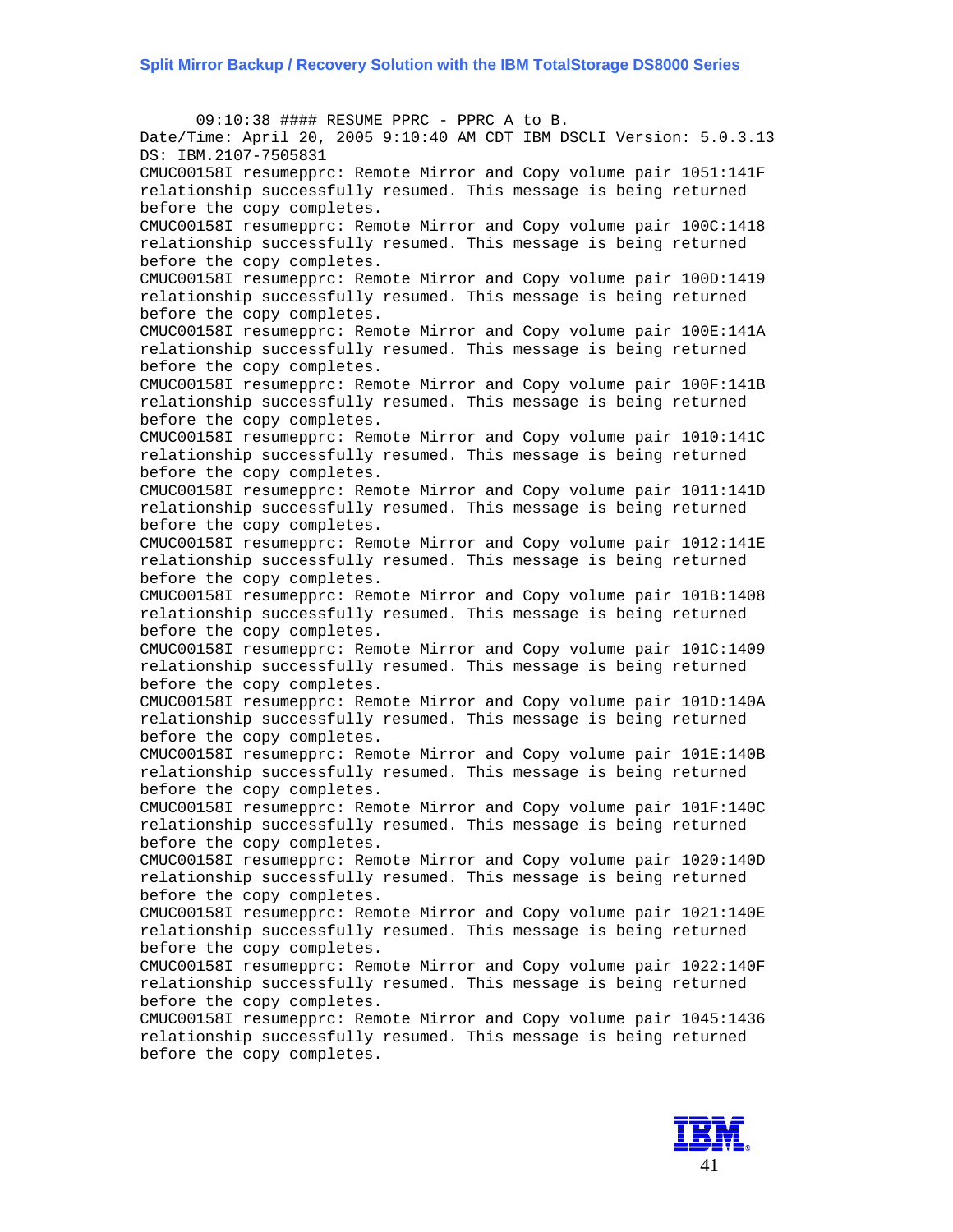```
      09:10:38 #### RESUME PPRC - PPRC_A_to_B.
Date/Time: April 20, 2005 9:10:40 AM CDT IBM DSCLI Version: 5.0.3.13
DS: IBM.2107-7505831
CMUC00158I resumepprc: Remote Mirror and Copy volume pair 1051:141F
relationship successfully resumed. This message is being returned
before the copy completes.
CMUC00158I resumepprc: Remote Mirror and Copy volume pair 100C:1418
relationship successfully resumed. This message is being returned
before the copy completes.
CMUC00158I resumepprc: Remote Mirror and Copy volume pair 100D:1419
relationship successfully resumed. This message is being returned
before the copy completes.
CMUC00158I resumepprc: Remote Mirror and Copy volume pair 100E:141A
relationship successfully resumed. This message is being returned
before the copy completes.
CMUC00158I resumepprc: Remote Mirror and Copy volume pair 100F:141B
relationship successfully resumed. This message is being returned
before the copy completes.
CMUC00158I resumepprc: Remote Mirror and Copy volume pair 1010:141C
relationship successfully resumed. This message is being returned
before the copy completes.
CMUC00158I resumepprc: Remote Mirror and Copy volume pair 1011:141D
relationship successfully resumed. This message is being returned
before the copy completes.
CMUC00158I resumepprc: Remote Mirror and Copy volume pair 1012:141E
relationship successfully resumed. This message is being returned
before the copy completes.
CMUC00158I resumepprc: Remote Mirror and Copy volume pair 101B:1408
relationship successfully resumed. This message is being returned
before the copy completes.
CMUC00158I resumepprc: Remote Mirror and Copy volume pair 101C:1409
relationship successfully resumed. This message is being returned
before the copy completes.
CMUC00158I resumepprc: Remote Mirror and Copy volume pair 101D:140A
relationship successfully resumed. This message is being returned
before the copy completes.
CMUC00158I resumepprc: Remote Mirror and Copy volume pair 101E:140B
relationship successfully resumed. This message is being returned
before the copy completes.
CMUC00158I resumepprc: Remote Mirror and Copy volume pair 101F:140C
relationship successfully resumed. This message is being returned
before the copy completes.
CMUC00158I resumepprc: Remote Mirror and Copy volume pair 1020:140D
relationship successfully resumed. This message is being returned
before the copy completes.
CMUC00158I resumepprc: Remote Mirror and Copy volume pair 1021:140E
relationship successfully resumed. This message is being returned
before the copy completes.
CMUC00158I resumepprc: Remote Mirror and Copy volume pair 1022:140F
relationship successfully resumed. This message is being returned
before the copy completes.
CMUC00158I resumepprc: Remote Mirror and Copy volume pair 1045:1436
relationship successfully resumed. This message is being returned
before the copy completes.
```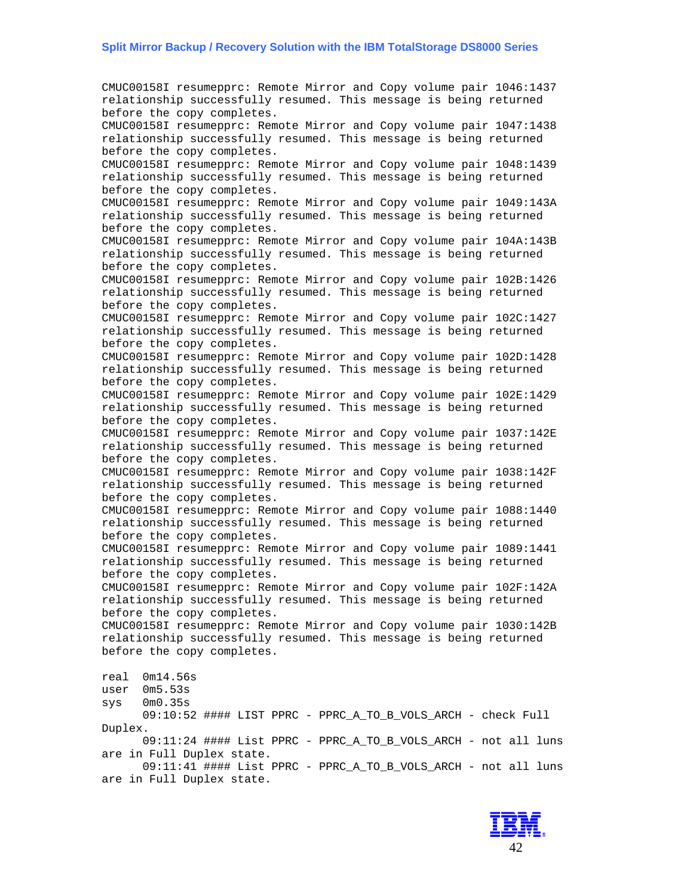```
CMUC00158I resumepprc: Remote Mirror and Copy volume pair 1046:1437
relationship successfully resumed. This message is being returned
before the copy completes.
CMUC00158I resumepprc: Remote Mirror and Copy volume pair 1047:1438
relationship successfully resumed. This message is being returned
before the copy completes.
CMUC00158I resumepprc: Remote Mirror and Copy volume pair 1048:1439
relationship successfully resumed. This message is being returned
before the copy completes.
CMUC00158I resumepprc: Remote Mirror and Copy volume pair 1049:143A
relationship successfully resumed. This message is being returned
before the copy completes.
CMUC00158I resumepprc: Remote Mirror and Copy volume pair 104A:143B
relationship successfully resumed. This message is being returned
before the copy completes.
CMUC00158I resumepprc: Remote Mirror and Copy volume pair 102B:1426
relationship successfully resumed. This message is being returned
before the copy completes.
CMUC00158I resumepprc: Remote Mirror and Copy volume pair 102C:1427
relationship successfully resumed. This message is being returned
before the copy completes.
CMUC00158I resumepprc: Remote Mirror and Copy volume pair 102D:1428
relationship successfully resumed. This message is being returned
before the copy completes.
CMUC00158I resumepprc: Remote Mirror and Copy volume pair 102E:1429
relationship successfully resumed. This message is being returned
before the copy completes.
CMUC00158I resumepprc: Remote Mirror and Copy volume pair 1037:142E
relationship successfully resumed. This message is being returned
before the copy completes.
CMUC00158I resumepprc: Remote Mirror and Copy volume pair 1038:142F
relationship successfully resumed. This message is being returned
before the copy completes.
CMUC00158I resumepprc: Remote Mirror and Copy volume pair 1088:1440
relationship successfully resumed. This message is being returned
before the copy completes.
CMUC00158I resumepprc: Remote Mirror and Copy volume pair 1089:1441
relationship successfully resumed. This message is being returned
before the copy completes.
CMUC00158I resumepprc: Remote Mirror and Copy volume pair 102F:142A
relationship successfully resumed. This message is being returned
before the copy completes.
CMUC00158I resumepprc: Remote Mirror and Copy volume pair 1030:142B
relationship successfully resumed. This message is being returned
before the copy completes.

real  0m14.56s
user  0m5.53s
sys   0m0.35s
      09:10:52 #### LIST PPRC - PPRC_A_TO_B_VOLS_ARCH - check Full
Duplex.
      09:11:24 #### List PPRC - PPRC_A_TO_B_VOLS_ARCH - not all luns
are in Full Duplex state.
      09:11:41 #### List PPRC - PPRC_A_TO_B_VOLS_ARCH - not all luns
are in Full Duplex state.
```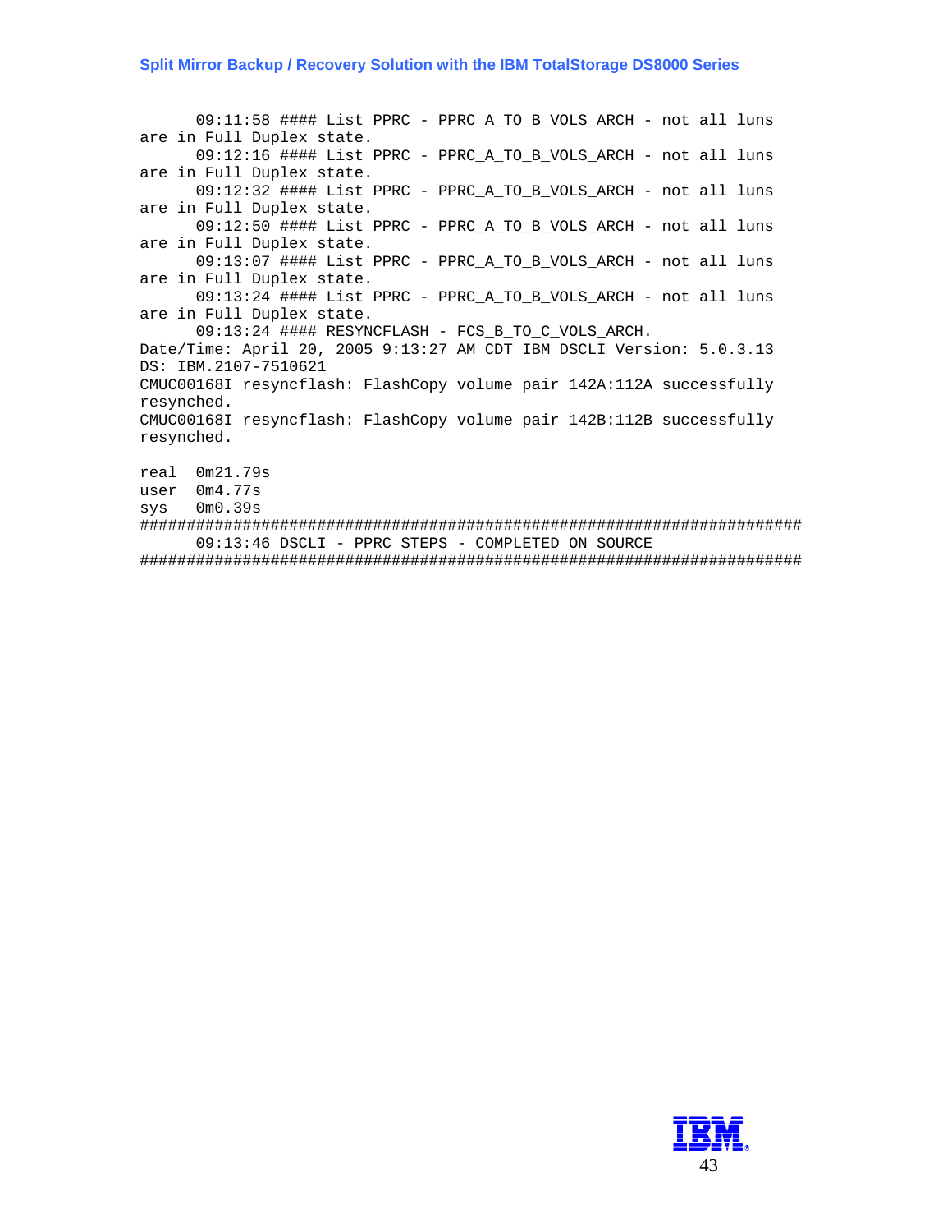```
      09:11:58 #### List PPRC - PPRC_A_TO_B_VOLS_ARCH - not all luns
are in Full Duplex state.
      09:12:16 #### List PPRC - PPRC_A_TO_B_VOLS_ARCH - not all luns
are in Full Duplex state.
      09:12:32 #### List PPRC - PPRC_A_TO_B_VOLS_ARCH - not all luns
are in Full Duplex state.
      09:12:50 #### List PPRC - PPRC_A_TO_B_VOLS_ARCH - not all luns
are in Full Duplex state.
      09:13:07 #### List PPRC - PPRC_A_TO_B_VOLS_ARCH - not all luns
are in Full Duplex state.
      09:13:24 #### List PPRC - PPRC_A_TO_B_VOLS_ARCH - not all luns
are in Full Duplex state.
      09:13:24 #### RESYNCFLASH - FCS_B_TO_C_VOLS_ARCH.
Date/Time: April 20, 2005 9:13:27 AM CDT IBM DSCLI Version: 5.0.3.13
DS: IBM.2107-7510621
CMUC00168I resyncflash: FlashCopy volume pair 142A:112A successfully
resynched.
CMUC00168I resyncflash: FlashCopy volume pair 142B:112B successfully
resynched.

real  0m21.79s
user  0m4.77s
sys   0m0.39s
########################################################################
      09:13:46 DSCLI - PPRC STEPS - COMPLETED ON SOURCE
########################################################################
```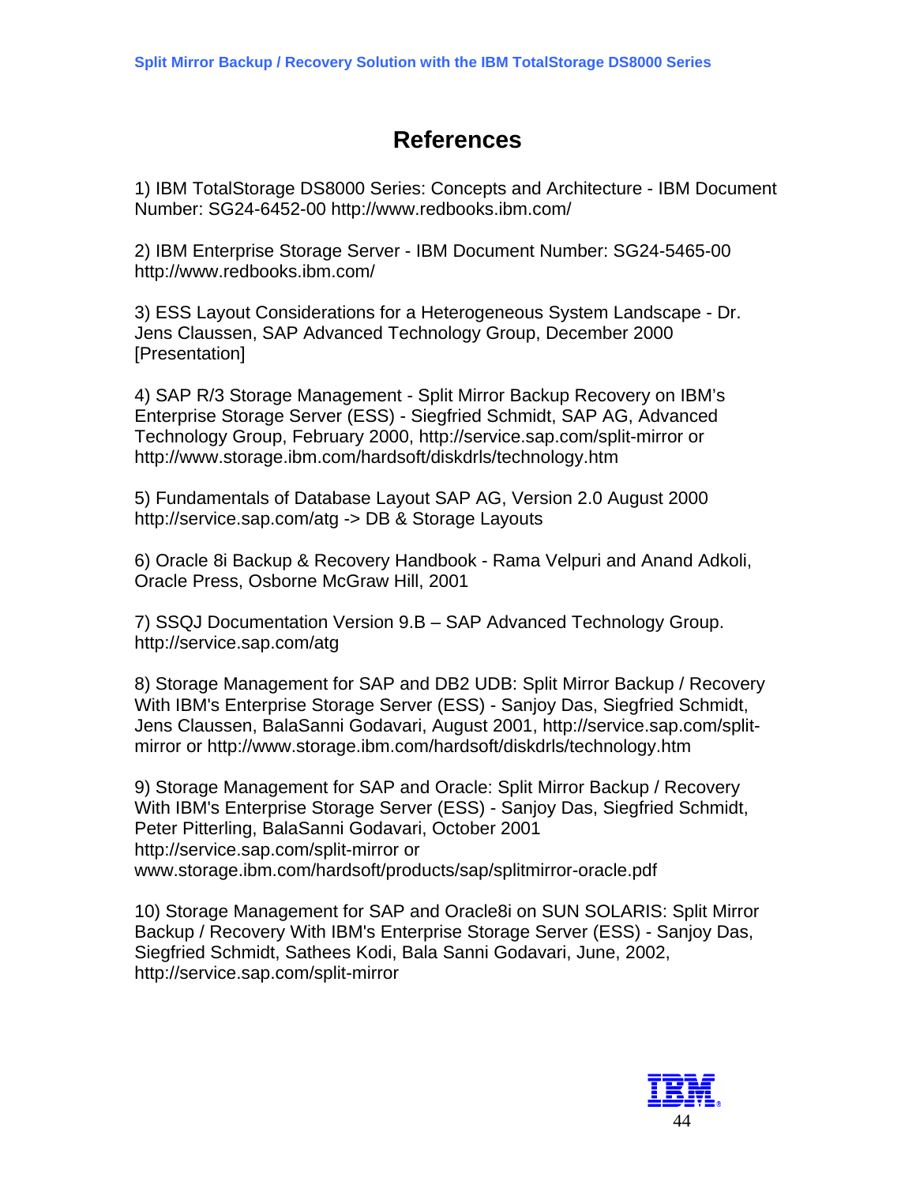# References

1) IBM TotalStorage DS8000 Series: Concepts and Architecture - IBM Document Number: SG24-6452-00 http://www.redbooks.ibm.com/

2) IBM Enterprise Storage Server - IBM Document Number: SG24-5465-00 http://www.redbooks.ibm.com/

3) ESS Layout Considerations for a Heterogeneous System Landscape - Dr. Jens Claussen, SAP Advanced Technology Group, December 2000 [Presentation]

4) SAP R/3 Storage Management - Split Mirror Backup Recovery on IBM's Enterprise Storage Server (ESS) - Siegfried Schmidt, SAP AG, Advanced Technology Group, February 2000, http://service.sap.com/split-mirror or http://www.storage.ibm.com/hardsoft/diskdrls/technology.htm

5) Fundamentals of Database Layout SAP AG, Version 2.0 August 2000 http://service.sap.com/atg -> DB & Storage Layouts

6) Oracle 8i Backup & Recovery Handbook - Rama Velpuri and Anand Adkoli, Oracle Press, Osborne McGraw Hill, 2001

7) SSQJ Documentation Version 9.B – SAP Advanced Technology Group. http://service.sap.com/atg

8) Storage Management for SAP and DB2 UDB: Split Mirror Backup / Recovery With IBM's Enterprise Storage Server (ESS) - Sanjoy Das, Siegfried Schmidt, Jens Claussen, BalaSanni Godavari, August 2001, http://service.sap.com/split-mirror or http://www.storage.ibm.com/hardsoft/diskdrls/technology.htm

9) Storage Management for SAP and Oracle: Split Mirror Backup / Recovery With IBM's Enterprise Storage Server (ESS) - Sanjoy Das, Siegfried Schmidt, Peter Pitterling, BalaSanni Godavari, October 2001 http://service.sap.com/split-mirror or www.storage.ibm.com/hardsoft/products/sap/splitmirror-oracle.pdf

10) Storage Management for SAP and Oracle8i on SUN SOLARIS: Split Mirror Backup / Recovery With IBM's Enterprise Storage Server (ESS) - Sanjoy Das, Siegfried Schmidt, Sathees Kodi, Bala Sanni Godavari, June, 2002, http://service.sap.com/split-mirror